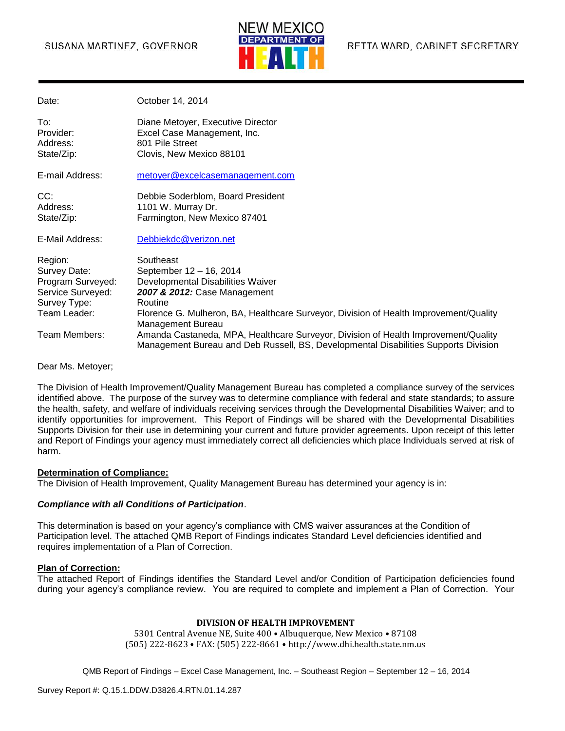SUSANA MARTINEZ, GOVERNOR

NEW MEXICO DEPARTMENT OF HEALTH

RETTA WARD, CABINET SECRETARY

| | |
|---|---|
| Date: | October 14, 2014 |
| To: | Diane Metoyer, Executive Director |
| Provider: | Excel Case Management, Inc. |
| Address: | 801 Pile Street |
| State/Zip: | Clovis, New Mexico 88101 |
| E-mail Address: | metoyer@excelcasemanagement.com |
| CC: | Debbie Soderblom, Board President |
| Address: | 1101 W. Murray Dr. |
| State/Zip: | Farmington, New Mexico 87401 |
| E-Mail Address: | Debbiekdc@verizon.net |
| Region: | Southeast |
| Survey Date: | September 12 – 16, 2014 |
| Program Surveyed: | Developmental Disabilities Waiver |
| Service Surveyed: | ***2007 & 2012:*** Case Management |
| Survey Type: | Routine |
| Team Leader: | Florence G. Mulheron, BA, Healthcare Surveyor, Division of Health Improvement/Quality Management Bureau |
| Team Members: | Amanda Castaneda, MPA, Healthcare Surveyor, Division of Health Improvement/Quality Management Bureau and Deb Russell, BS, Developmental Disabilities Supports Division |

Dear Ms. Metoyer;

The Division of Health Improvement/Quality Management Bureau has completed a compliance survey of the services identified above. The purpose of the survey was to determine compliance with federal and state standards; to assure the health, safety, and welfare of individuals receiving services through the Developmental Disabilities Waiver; and to identify opportunities for improvement. This Report of Findings will be shared with the Developmental Disabilities Supports Division for their use in determining your current and future provider agreements. Upon receipt of this letter and Report of Findings your agency must immediately correct all deficiencies which place Individuals served at risk of harm.

**Determination of Compliance:**

The Division of Health Improvement, Quality Management Bureau has determined your agency is in:

***Compliance with all Conditions of Participation***.

This determination is based on your agency's compliance with CMS waiver assurances at the Condition of Participation level. The attached QMB Report of Findings indicates Standard Level deficiencies identified and requires implementation of a Plan of Correction.

**Plan of Correction:**

The attached Report of Findings identifies the Standard Level and/or Condition of Participation deficiencies found during your agency's compliance review. You are required to complete and implement a Plan of Correction. Your

**DIVISION OF HEALTH IMPROVEMENT**

5301 Central Avenue NE, Suite 400 • Albuquerque, New Mexico • 87108

(505) 222-8623 • FAX: (505) 222-8661 • http://www.dhi.health.state.nm.us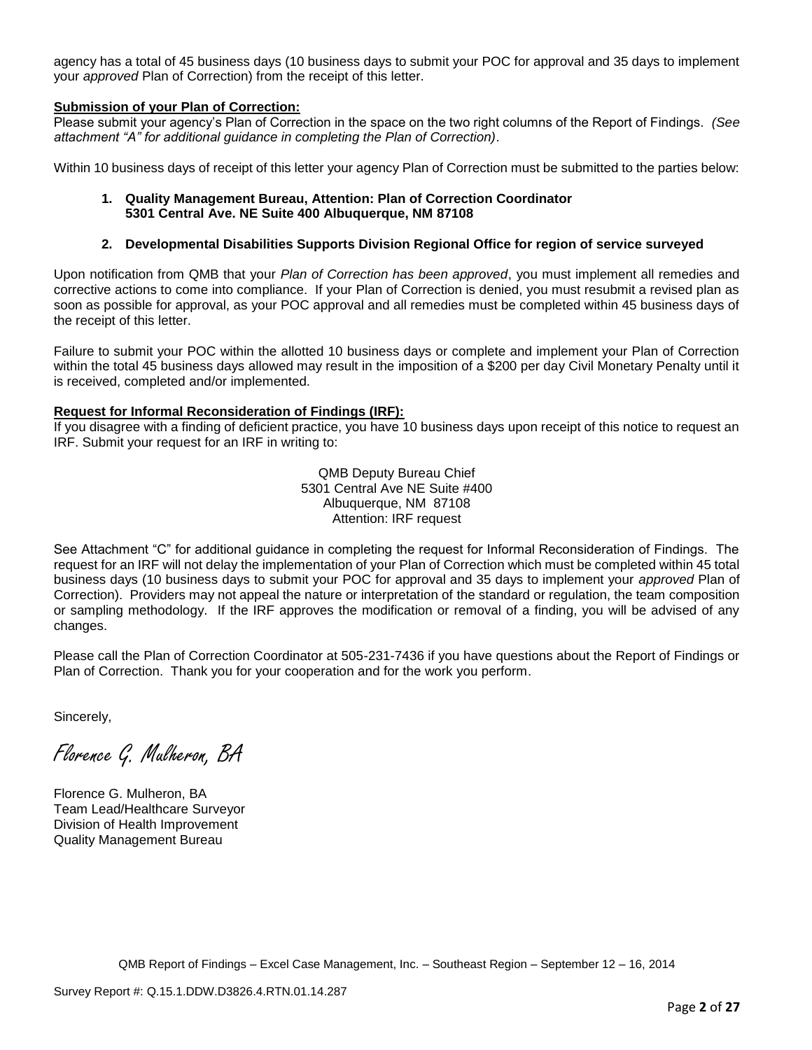agency has a total of 45 business days (10 business days to submit your POC for approval and 35 days to implement your *approved* Plan of Correction) from the receipt of this letter.

**Submission of your Plan of Correction:**

Please submit your agency's Plan of Correction in the space on the two right columns of the Report of Findings. *(See attachment "A" for additional guidance in completing the Plan of Correction)*.

Within 10 business days of receipt of this letter your agency Plan of Correction must be submitted to the parties below:

1. **Quality Management Bureau, Attention: Plan of Correction Coordinator 5301 Central Ave. NE Suite 400 Albuquerque, NM 87108**

2. **Developmental Disabilities Supports Division Regional Office for region of service surveyed**

Upon notification from QMB that your *Plan of Correction has been approved*, you must implement all remedies and corrective actions to come into compliance. If your Plan of Correction is denied, you must resubmit a revised plan as soon as possible for approval, as your POC approval and all remedies must be completed within 45 business days of the receipt of this letter.

Failure to submit your POC within the allotted 10 business days or complete and implement your Plan of Correction within the total 45 business days allowed may result in the imposition of a $200 per day Civil Monetary Penalty until it is received, completed and/or implemented.

**Request for Informal Reconsideration of Findings (IRF):**

If you disagree with a finding of deficient practice, you have 10 business days upon receipt of this notice to request an IRF. Submit your request for an IRF in writing to:

QMB Deputy Bureau Chief
5301 Central Ave NE Suite #400
Albuquerque, NM 87108
Attention: IRF request

See Attachment "C" for additional guidance in completing the request for Informal Reconsideration of Findings. The request for an IRF will not delay the implementation of your Plan of Correction which must be completed within 45 total business days (10 business days to submit your POC for approval and 35 days to implement your *approved* Plan of Correction). Providers may not appeal the nature or interpretation of the standard or regulation, the team composition or sampling methodology. If the IRF approves the modification or removal of a finding, you will be advised of any changes.

Please call the Plan of Correction Coordinator at 505-231-7436 if you have questions about the Report of Findings or Plan of Correction. Thank you for your cooperation and for the work you perform.

Sincerely,

*Florence G. Mulheron, BA*

Florence G. Mulheron, BA
Team Lead/Healthcare Surveyor
Division of Health Improvement
Quality Management Bureau

QMB Report of Findings – Excel Case Management, Inc. – Southeast Region – September 12 – 16, 2014

Survey Report #: Q.15.1.DDW.D3826.4.RTN.01.14.287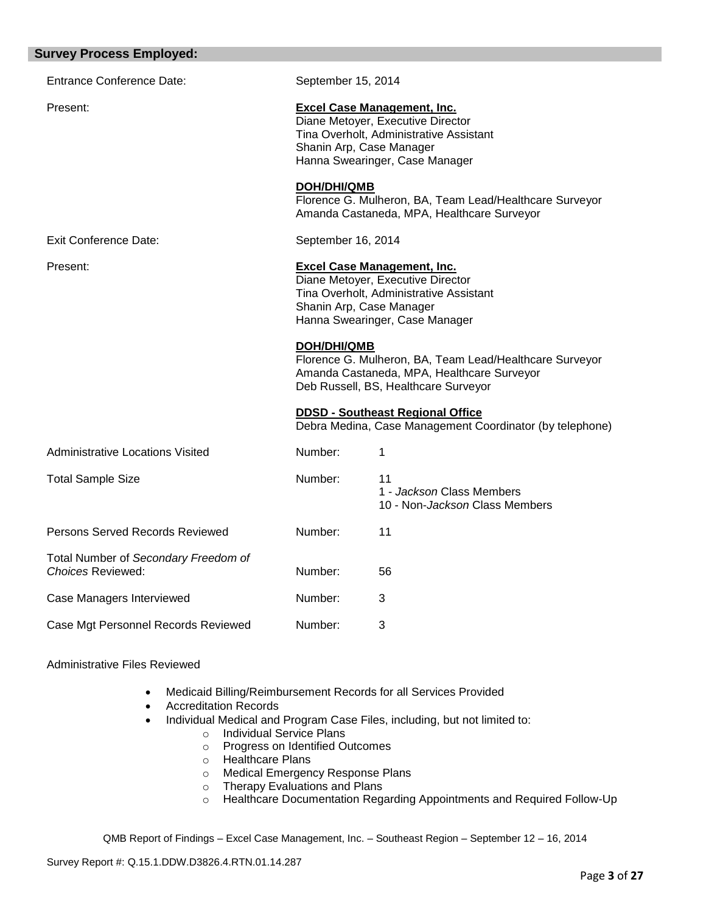## Survey Process Employed:

| | | |
|---|---|---|
| Entrance Conference Date: | September 15, 2014 | |
| Present: | **Excel Case Management, Inc.**<br>Diane Metoyer, Executive Director<br>Tina Overholt, Administrative Assistant<br>Shanin Arp, Case Manager<br>Hanna Swearinger, Case Manager | |
| | **DOH/DHI/QMB**<br>Florence G. Mulheron, BA, Team Lead/Healthcare Surveyor<br>Amanda Castaneda, MPA, Healthcare Surveyor | |
| Exit Conference Date: | September 16, 2014 | |
| Present: | **Excel Case Management, Inc.**<br>Diane Metoyer, Executive Director<br>Tina Overholt, Administrative Assistant<br>Shanin Arp, Case Manager<br>Hanna Swearinger, Case Manager | |
| | **DOH/DHI/QMB**<br>Florence G. Mulheron, BA, Team Lead/Healthcare Surveyor<br>Amanda Castaneda, MPA, Healthcare Surveyor<br>Deb Russell, BS, Healthcare Surveyor | |
| | **DDSD - Southeast Regional Office**<br>Debra Medina, Case Management Coordinator (by telephone) | |
| Administrative Locations Visited | Number: | 1 |
| Total Sample Size | Number: | 11<br>1 - *Jackson* Class Members<br>10 - Non-*Jackson* Class Members |
| Persons Served Records Reviewed | Number: | 11 |
| Total Number of *Secondary Freedom of Choices* Reviewed: | Number: | 56 |
| Case Managers Interviewed | Number: | 3 |
| Case Mgt Personnel Records Reviewed | Number: | 3 |

Administrative Files Reviewed

- Medicaid Billing/Reimbursement Records for all Services Provided
- Accreditation Records
- Individual Medical and Program Case Files, including, but not limited to:
  - Individual Service Plans
  - Progress on Identified Outcomes
  - Healthcare Plans
  - Medical Emergency Response Plans
  - Therapy Evaluations and Plans
  - Healthcare Documentation Regarding Appointments and Required Follow-Up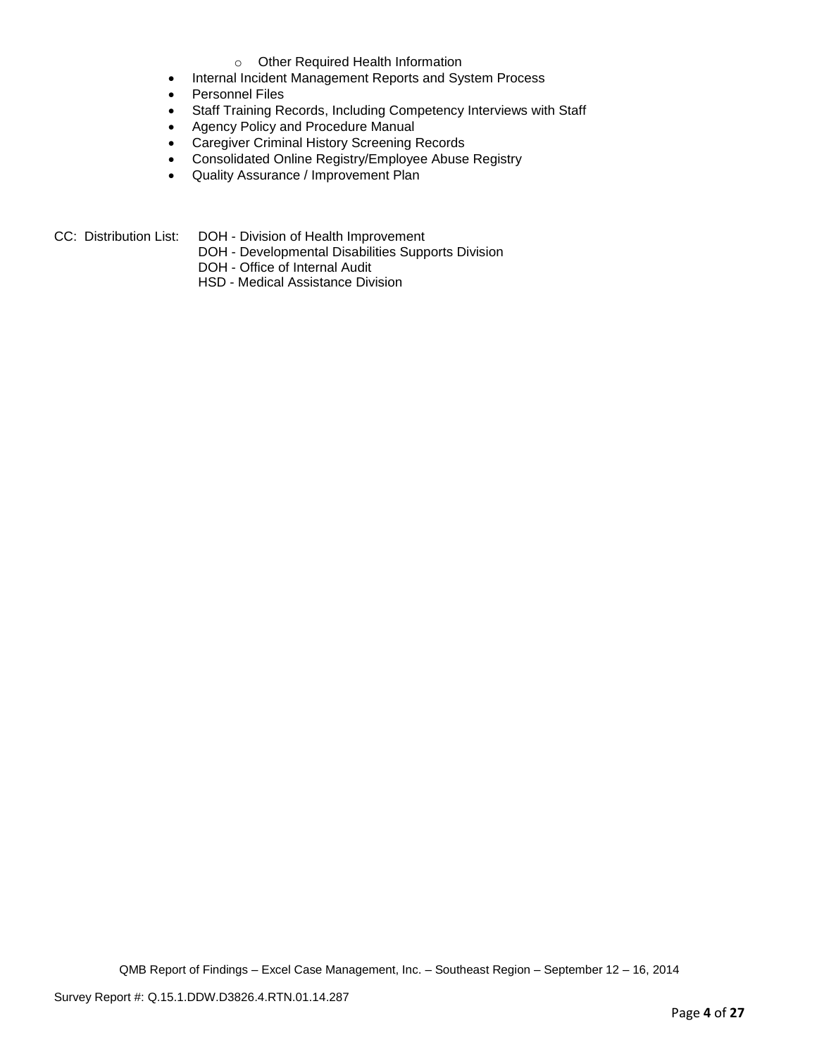- Other Required Health Information
- Internal Incident Management Reports and System Process
- Personnel Files
- Staff Training Records, Including Competency Interviews with Staff
- Agency Policy and Procedure Manual
- Caregiver Criminal History Screening Records
- Consolidated Online Registry/Employee Abuse Registry
- Quality Assurance / Improvement Plan

CC: Distribution List: DOH - Division of Health Improvement
DOH - Developmental Disabilities Supports Division
DOH - Office of Internal Audit
HSD - Medical Assistance Division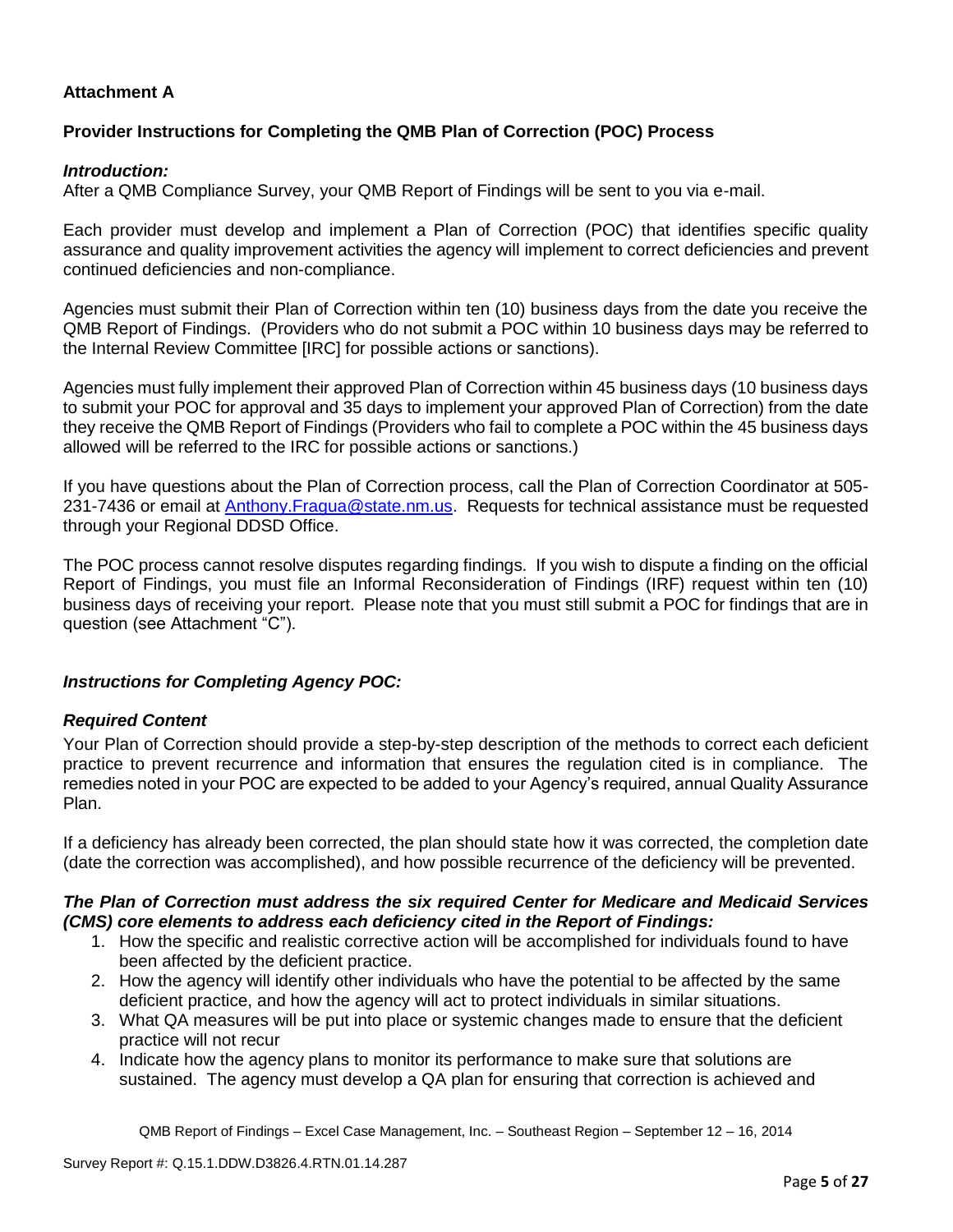**Attachment A**

**Provider Instructions for Completing the QMB Plan of Correction (POC) Process**

***Introduction:***

After a QMB Compliance Survey, your QMB Report of Findings will be sent to you via e-mail.

Each provider must develop and implement a Plan of Correction (POC) that identifies specific quality assurance and quality improvement activities the agency will implement to correct deficiencies and prevent continued deficiencies and non-compliance.

Agencies must submit their Plan of Correction within ten (10) business days from the date you receive the QMB Report of Findings. (Providers who do not submit a POC within 10 business days may be referred to the Internal Review Committee [IRC] for possible actions or sanctions).

Agencies must fully implement their approved Plan of Correction within 45 business days (10 business days to submit your POC for approval and 35 days to implement your approved Plan of Correction) from the date they receive the QMB Report of Findings (Providers who fail to complete a POC within the 45 business days allowed will be referred to the IRC for possible actions or sanctions.)

If you have questions about the Plan of Correction process, call the Plan of Correction Coordinator at 505-231-7436 or email at Anthony.Fragua@state.nm.us. Requests for technical assistance must be requested through your Regional DDSD Office.

The POC process cannot resolve disputes regarding findings. If you wish to dispute a finding on the official Report of Findings, you must file an Informal Reconsideration of Findings (IRF) request within ten (10) business days of receiving your report. Please note that you must still submit a POC for findings that are in question (see Attachment "C").

***Instructions for Completing Agency POC:***

***Required Content***

Your Plan of Correction should provide a step-by-step description of the methods to correct each deficient practice to prevent recurrence and information that ensures the regulation cited is in compliance. The remedies noted in your POC are expected to be added to your Agency's required, annual Quality Assurance Plan.

If a deficiency has already been corrected, the plan should state how it was corrected, the completion date (date the correction was accomplished), and how possible recurrence of the deficiency will be prevented.

***The Plan of Correction must address the six required Center for Medicare and Medicaid Services (CMS) core elements to address each deficiency cited in the Report of Findings:***

1. How the specific and realistic corrective action will be accomplished for individuals found to have been affected by the deficient practice.
2. How the agency will identify other individuals who have the potential to be affected by the same deficient practice, and how the agency will act to protect individuals in similar situations.
3. What QA measures will be put into place or systemic changes made to ensure that the deficient practice will not recur
4. Indicate how the agency plans to monitor its performance to make sure that solutions are sustained. The agency must develop a QA plan for ensuring that correction is achieved and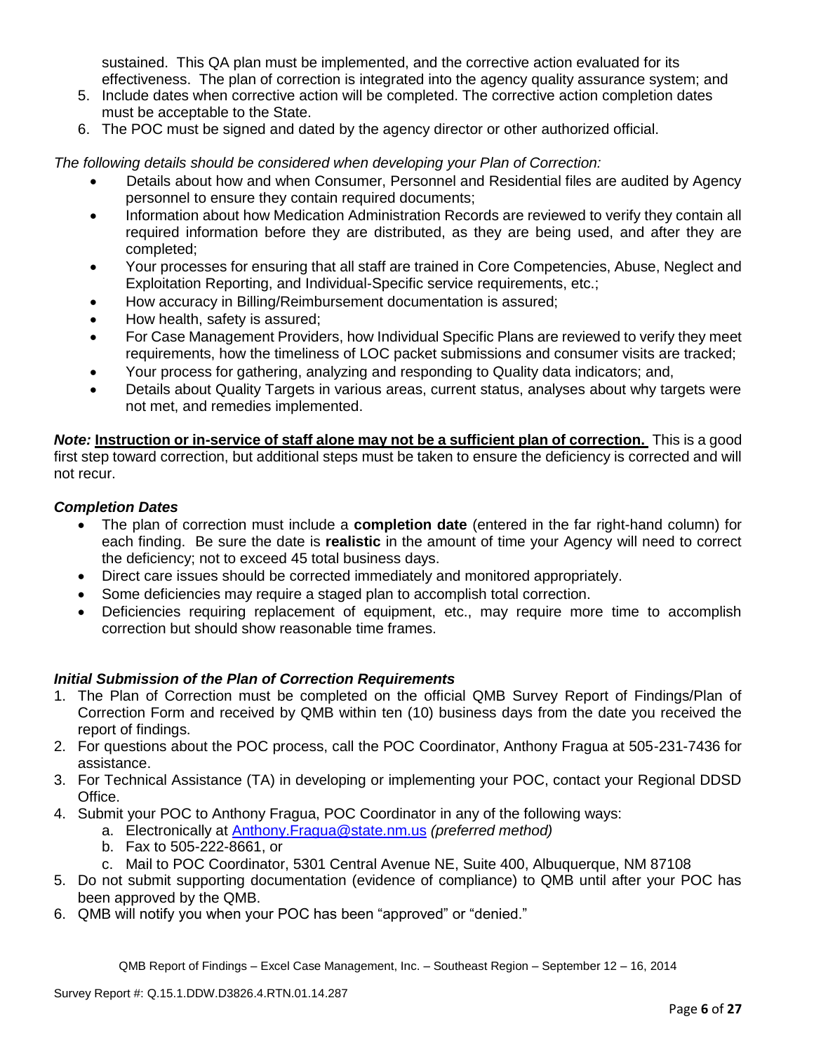sustained. This QA plan must be implemented, and the corrective action evaluated for its effectiveness. The plan of correction is integrated into the agency quality assurance system; and

5. Include dates when corrective action will be completed. The corrective action completion dates must be acceptable to the State.
6. The POC must be signed and dated by the agency director or other authorized official.

*The following details should be considered when developing your Plan of Correction:*

- Details about how and when Consumer, Personnel and Residential files are audited by Agency personnel to ensure they contain required documents;
- Information about how Medication Administration Records are reviewed to verify they contain all required information before they are distributed, as they are being used, and after they are completed;
- Your processes for ensuring that all staff are trained in Core Competencies, Abuse, Neglect and Exploitation Reporting, and Individual-Specific service requirements, etc.;
- How accuracy in Billing/Reimbursement documentation is assured;
- How health, safety is assured;
- For Case Management Providers, how Individual Specific Plans are reviewed to verify they meet requirements, how the timeliness of LOC packet submissions and consumer visits are tracked;
- Your process for gathering, analyzing and responding to Quality data indicators; and,
- Details about Quality Targets in various areas, current status, analyses about why targets were not met, and remedies implemented.

***Note:*** **Instruction or in-service of staff alone may not be a sufficient plan of correction.** This is a good first step toward correction, but additional steps must be taken to ensure the deficiency is corrected and will not recur.

### *Completion Dates*

- The plan of correction must include a **completion date** (entered in the far right-hand column) for each finding. Be sure the date is **realistic** in the amount of time your Agency will need to correct the deficiency; not to exceed 45 total business days.
- Direct care issues should be corrected immediately and monitored appropriately.
- Some deficiencies may require a staged plan to accomplish total correction.
- Deficiencies requiring replacement of equipment, etc., may require more time to accomplish correction but should show reasonable time frames.

### *Initial Submission of the Plan of Correction Requirements*

1. The Plan of Correction must be completed on the official QMB Survey Report of Findings/Plan of Correction Form and received by QMB within ten (10) business days from the date you received the report of findings.
2. For questions about the POC process, call the POC Coordinator, Anthony Fragua at 505-231-7436 for assistance.
3. For Technical Assistance (TA) in developing or implementing your POC, contact your Regional DDSD Office.
4. Submit your POC to Anthony Fragua, POC Coordinator in any of the following ways:
   a. Electronically at Anthony.Fragua@state.nm.us *(preferred method)*
   b. Fax to 505-222-8661, or
   c. Mail to POC Coordinator, 5301 Central Avenue NE, Suite 400, Albuquerque, NM 87108
5. Do not submit supporting documentation (evidence of compliance) to QMB until after your POC has been approved by the QMB.
6. QMB will notify you when your POC has been "approved" or "denied."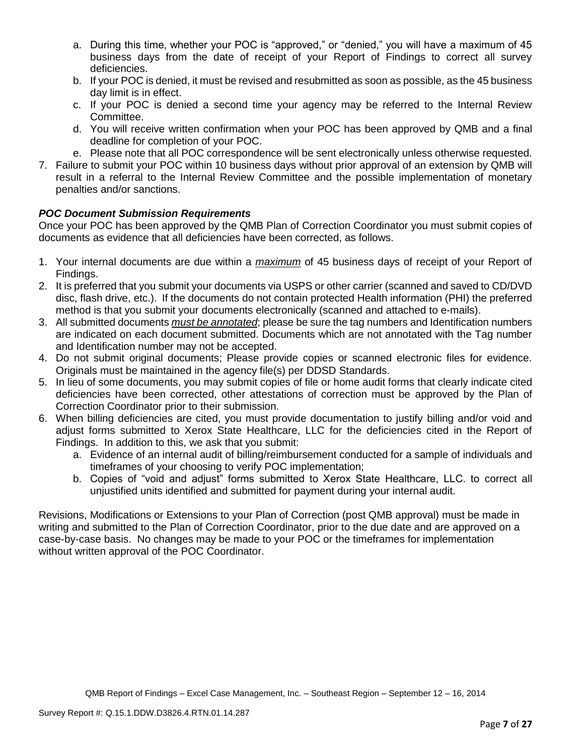a. During this time, whether your POC is "approved," or "denied," you will have a maximum of 45 business days from the date of receipt of your Report of Findings to correct all survey deficiencies.
   b. If your POC is denied, it must be revised and resubmitted as soon as possible, as the 45 business day limit is in effect.
   c. If your POC is denied a second time your agency may be referred to the Internal Review Committee.
   d. You will receive written confirmation when your POC has been approved by QMB and a final deadline for completion of your POC.
   e. Please note that all POC correspondence will be sent electronically unless otherwise requested.
7. Failure to submit your POC within 10 business days without prior approval of an extension by QMB will result in a referral to the Internal Review Committee and the possible implementation of monetary penalties and/or sanctions.

***POC Document Submission Requirements***

Once your POC has been approved by the QMB Plan of Correction Coordinator you must submit copies of documents as evidence that all deficiencies have been corrected, as follows.

1. Your internal documents are due within a *maximum* of 45 business days of receipt of your Report of Findings.
2. It is preferred that you submit your documents via USPS or other carrier (scanned and saved to CD/DVD disc, flash drive, etc.). If the documents do not contain protected Health information (PHI) the preferred method is that you submit your documents electronically (scanned and attached to e-mails).
3. All submitted documents *must be annotated*; please be sure the tag numbers and Identification numbers are indicated on each document submitted. Documents which are not annotated with the Tag number and Identification number may not be accepted.
4. Do not submit original documents; Please provide copies or scanned electronic files for evidence. Originals must be maintained in the agency file(s) per DDSD Standards.
5. In lieu of some documents, you may submit copies of file or home audit forms that clearly indicate cited deficiencies have been corrected, other attestations of correction must be approved by the Plan of Correction Coordinator prior to their submission.
6. When billing deficiencies are cited, you must provide documentation to justify billing and/or void and adjust forms submitted to Xerox State Healthcare, LLC for the deficiencies cited in the Report of Findings. In addition to this, we ask that you submit:
   a. Evidence of an internal audit of billing/reimbursement conducted for a sample of individuals and timeframes of your choosing to verify POC implementation;
   b. Copies of "void and adjust" forms submitted to Xerox State Healthcare, LLC. to correct all unjustified units identified and submitted for payment during your internal audit.

Revisions, Modifications or Extensions to your Plan of Correction (post QMB approval) must be made in writing and submitted to the Plan of Correction Coordinator, prior to the due date and are approved on a case-by-case basis. No changes may be made to your POC or the timeframes for implementation without written approval of the POC Coordinator.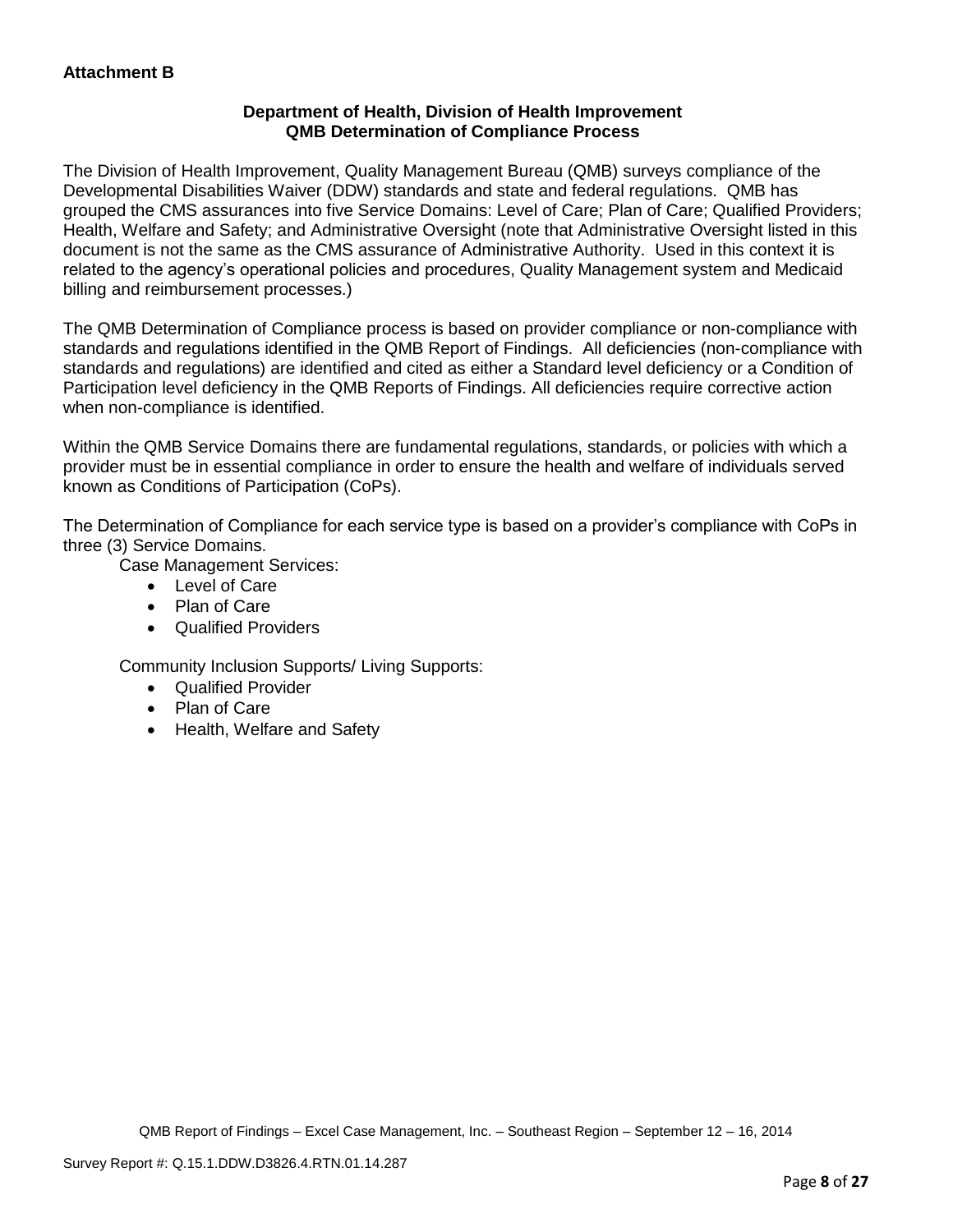**Attachment B**

**Department of Health, Division of Health Improvement**
**QMB Determination of Compliance Process**

The Division of Health Improvement, Quality Management Bureau (QMB) surveys compliance of the Developmental Disabilities Waiver (DDW) standards and state and federal regulations. QMB has grouped the CMS assurances into five Service Domains: Level of Care; Plan of Care; Qualified Providers; Health, Welfare and Safety; and Administrative Oversight (note that Administrative Oversight listed in this document is not the same as the CMS assurance of Administrative Authority. Used in this context it is related to the agency's operational policies and procedures, Quality Management system and Medicaid billing and reimbursement processes.)

The QMB Determination of Compliance process is based on provider compliance or non-compliance with standards and regulations identified in the QMB Report of Findings. All deficiencies (non-compliance with standards and regulations) are identified and cited as either a Standard level deficiency or a Condition of Participation level deficiency in the QMB Reports of Findings. All deficiencies require corrective action when non-compliance is identified.

Within the QMB Service Domains there are fundamental regulations, standards, or policies with which a provider must be in essential compliance in order to ensure the health and welfare of individuals served known as Conditions of Participation (CoPs).

The Determination of Compliance for each service type is based on a provider's compliance with CoPs in three (3) Service Domains.

Case Management Services:

- Level of Care
- Plan of Care
- Qualified Providers

Community Inclusion Supports/ Living Supports:

- Qualified Provider
- Plan of Care
- Health, Welfare and Safety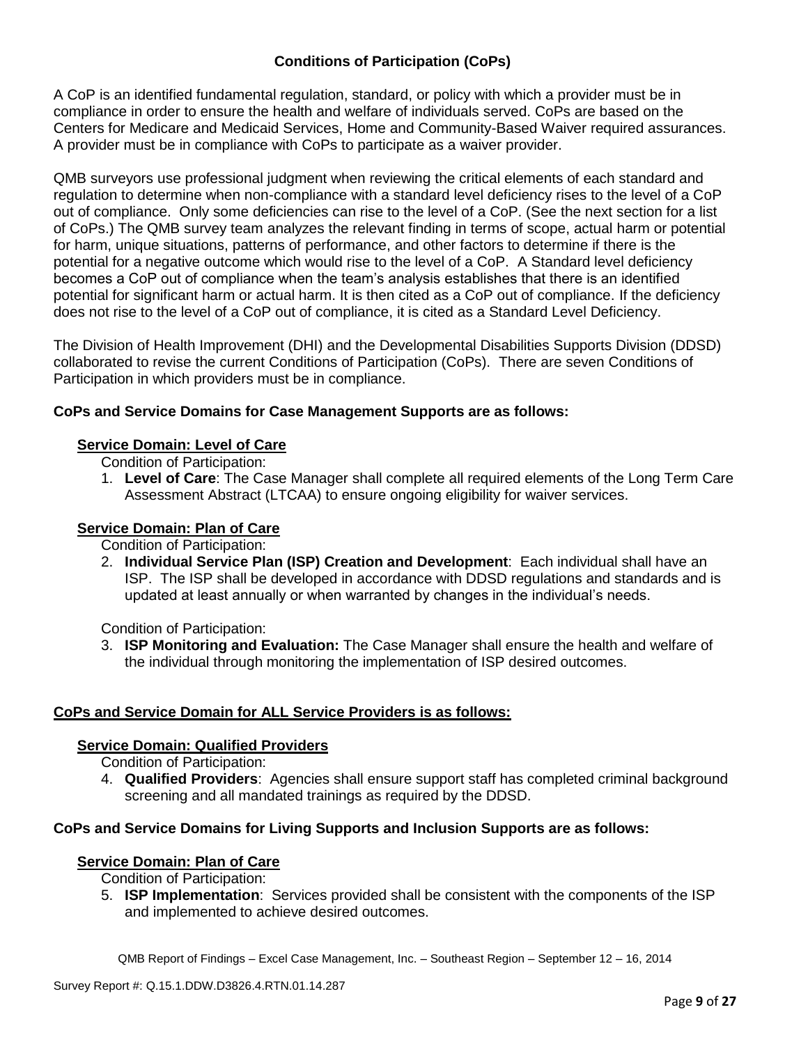## Conditions of Participation (CoPs)

A CoP is an identified fundamental regulation, standard, or policy with which a provider must be in compliance in order to ensure the health and welfare of individuals served. CoPs are based on the Centers for Medicare and Medicaid Services, Home and Community-Based Waiver required assurances. A provider must be in compliance with CoPs to participate as a waiver provider.

QMB surveyors use professional judgment when reviewing the critical elements of each standard and regulation to determine when non-compliance with a standard level deficiency rises to the level of a CoP out of compliance. Only some deficiencies can rise to the level of a CoP. (See the next section for a list of CoPs.) The QMB survey team analyzes the relevant finding in terms of scope, actual harm or potential for harm, unique situations, patterns of performance, and other factors to determine if there is the potential for a negative outcome which would rise to the level of a CoP. A Standard level deficiency becomes a CoP out of compliance when the team's analysis establishes that there is an identified potential for significant harm or actual harm. It is then cited as a CoP out of compliance. If the deficiency does not rise to the level of a CoP out of compliance, it is cited as a Standard Level Deficiency.

The Division of Health Improvement (DHI) and the Developmental Disabilities Supports Division (DDSD) collaborated to revise the current Conditions of Participation (CoPs). There are seven Conditions of Participation in which providers must be in compliance.

**CoPs and Service Domains for Case Management Supports are as follows:**

**Service Domain: Level of Care**

Condition of Participation:

1. **Level of Care**: The Case Manager shall complete all required elements of the Long Term Care Assessment Abstract (LTCAA) to ensure ongoing eligibility for waiver services.

**Service Domain: Plan of Care**

Condition of Participation:

2. **Individual Service Plan (ISP) Creation and Development**: Each individual shall have an ISP. The ISP shall be developed in accordance with DDSD regulations and standards and is updated at least annually or when warranted by changes in the individual's needs.

Condition of Participation:

3. **ISP Monitoring and Evaluation:** The Case Manager shall ensure the health and welfare of the individual through monitoring the implementation of ISP desired outcomes.

**CoPs and Service Domain for ALL Service Providers is as follows:**

**Service Domain: Qualified Providers**

Condition of Participation:

4. **Qualified Providers**: Agencies shall ensure support staff has completed criminal background screening and all mandated trainings as required by the DDSD.

**CoPs and Service Domains for Living Supports and Inclusion Supports are as follows:**

**Service Domain: Plan of Care**

Condition of Participation:

5. **ISP Implementation**: Services provided shall be consistent with the components of the ISP and implemented to achieve desired outcomes.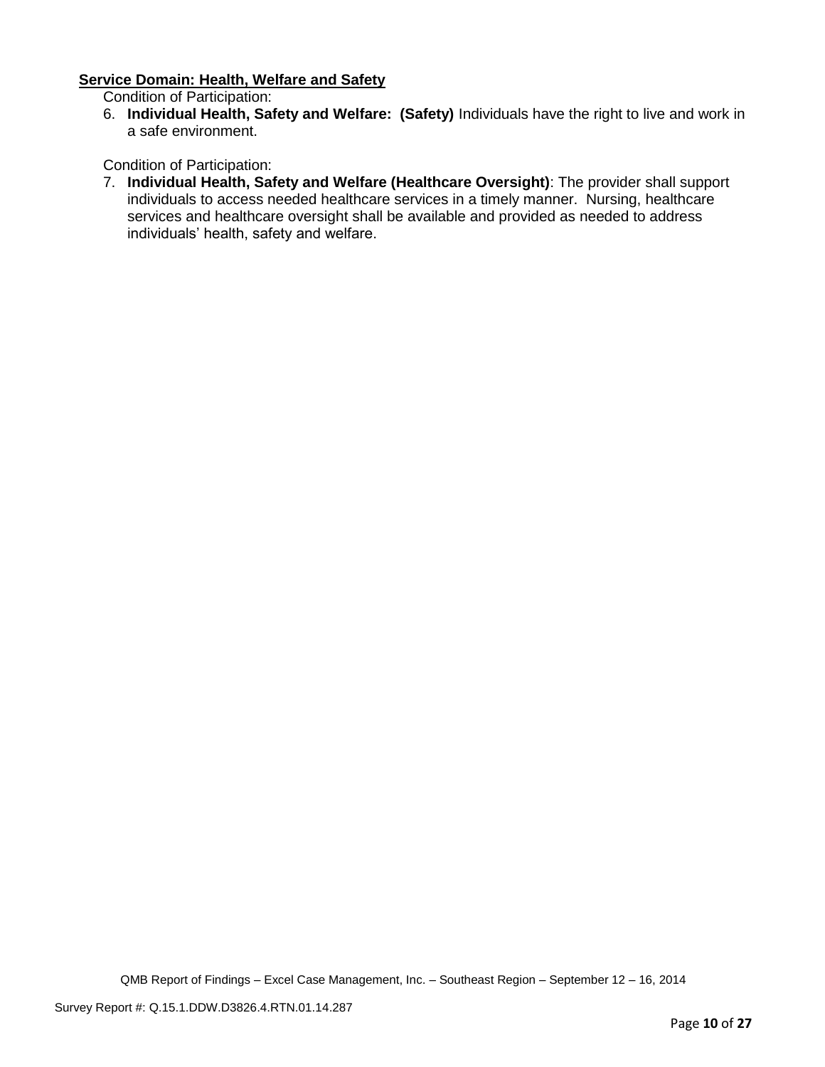**Service Domain: Health, Welfare and Safety**

Condition of Participation:

6. **Individual Health, Safety and Welfare: (Safety)** Individuals have the right to live and work in a safe environment.

Condition of Participation:

7. **Individual Health, Safety and Welfare (Healthcare Oversight)**: The provider shall support individuals to access needed healthcare services in a timely manner. Nursing, healthcare services and healthcare oversight shall be available and provided as needed to address individuals' health, safety and welfare.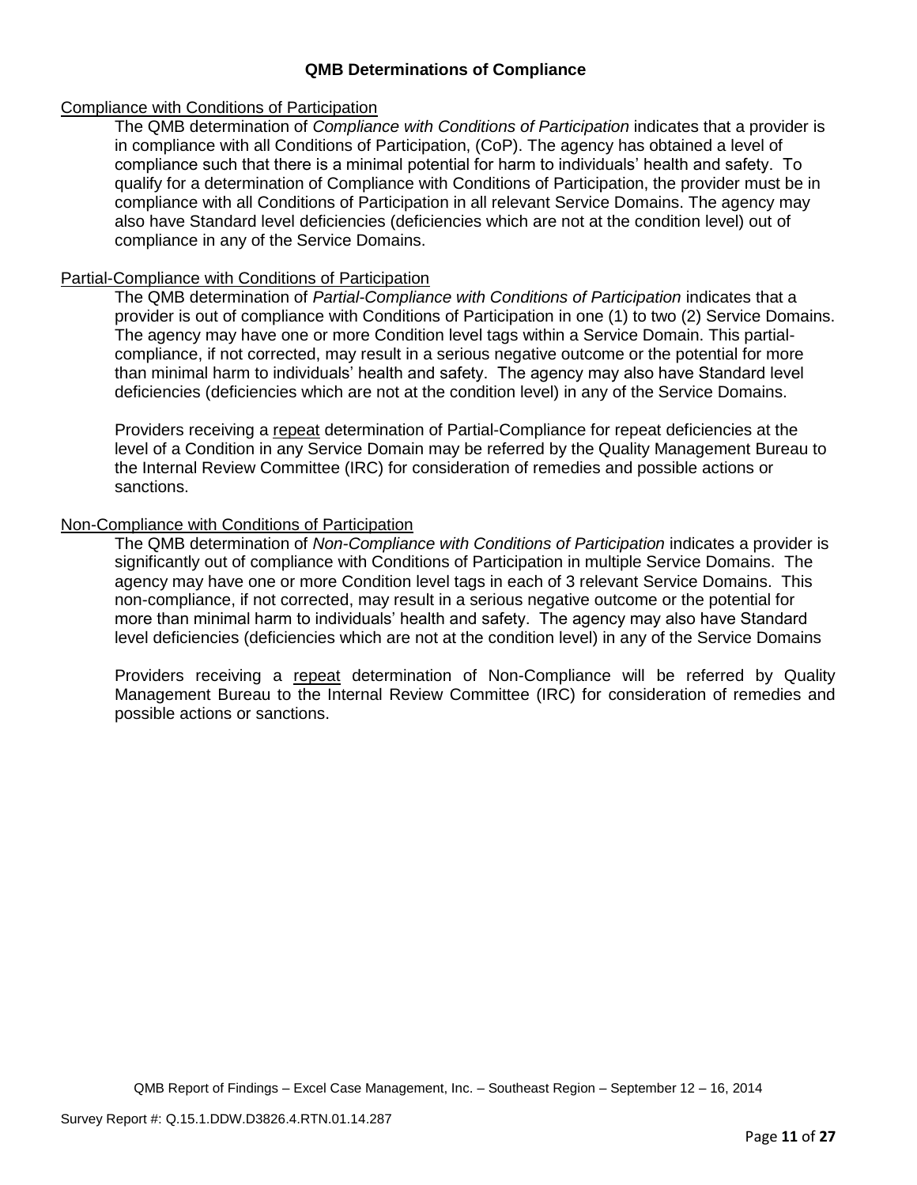## QMB Determinations of Compliance

Compliance with Conditions of Participation

The QMB determination of *Compliance with Conditions of Participation* indicates that a provider is in compliance with all Conditions of Participation, (CoP). The agency has obtained a level of compliance such that there is a minimal potential for harm to individuals' health and safety. To qualify for a determination of Compliance with Conditions of Participation, the provider must be in compliance with all Conditions of Participation in all relevant Service Domains. The agency may also have Standard level deficiencies (deficiencies which are not at the condition level) out of compliance in any of the Service Domains.

Partial-Compliance with Conditions of Participation

The QMB determination of *Partial-Compliance with Conditions of Participation* indicates that a provider is out of compliance with Conditions of Participation in one (1) to two (2) Service Domains. The agency may have one or more Condition level tags within a Service Domain. This partial-compliance, if not corrected, may result in a serious negative outcome or the potential for more than minimal harm to individuals' health and safety. The agency may also have Standard level deficiencies (deficiencies which are not at the condition level) in any of the Service Domains.

Providers receiving a repeat determination of Partial-Compliance for repeat deficiencies at the level of a Condition in any Service Domain may be referred by the Quality Management Bureau to the Internal Review Committee (IRC) for consideration of remedies and possible actions or sanctions.

Non-Compliance with Conditions of Participation

The QMB determination of *Non-Compliance with Conditions of Participation* indicates a provider is significantly out of compliance with Conditions of Participation in multiple Service Domains. The agency may have one or more Condition level tags in each of 3 relevant Service Domains. This non-compliance, if not corrected, may result in a serious negative outcome or the potential for more than minimal harm to individuals' health and safety. The agency may also have Standard level deficiencies (deficiencies which are not at the condition level) in any of the Service Domains

Providers receiving a repeat determination of Non-Compliance will be referred by Quality Management Bureau to the Internal Review Committee (IRC) for consideration of remedies and possible actions or sanctions.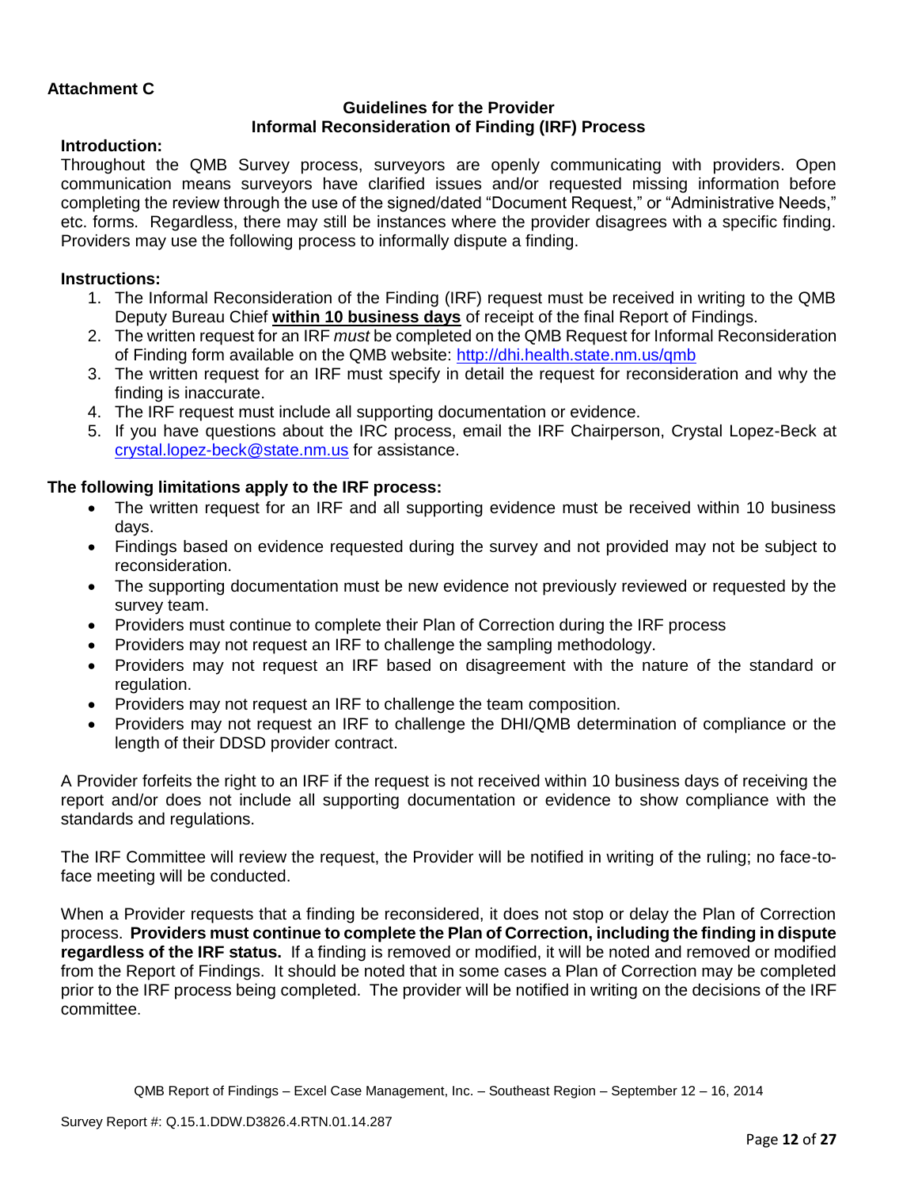**Attachment C**

### Guidelines for the Provider
### Informal Reconsideration of Finding (IRF) Process

**Introduction:**

Throughout the QMB Survey process, surveyors are openly communicating with providers. Open communication means surveyors have clarified issues and/or requested missing information before completing the review through the use of the signed/dated "Document Request," or "Administrative Needs," etc. forms. Regardless, there may still be instances where the provider disagrees with a specific finding. Providers may use the following process to informally dispute a finding.

**Instructions:**

1. The Informal Reconsideration of the Finding (IRF) request must be received in writing to the QMB Deputy Bureau Chief **within 10 business days** of receipt of the final Report of Findings.
2. The written request for an IRF *must* be completed on the QMB Request for Informal Reconsideration of Finding form available on the QMB website: http://dhi.health.state.nm.us/qmb
3. The written request for an IRF must specify in detail the request for reconsideration and why the finding is inaccurate.
4. The IRF request must include all supporting documentation or evidence.
5. If you have questions about the IRC process, email the IRF Chairperson, Crystal Lopez-Beck at crystal.lopez-beck@state.nm.us for assistance.

**The following limitations apply to the IRF process:**

- The written request for an IRF and all supporting evidence must be received within 10 business days.
- Findings based on evidence requested during the survey and not provided may not be subject to reconsideration.
- The supporting documentation must be new evidence not previously reviewed or requested by the survey team.
- Providers must continue to complete their Plan of Correction during the IRF process
- Providers may not request an IRF to challenge the sampling methodology.
- Providers may not request an IRF based on disagreement with the nature of the standard or regulation.
- Providers may not request an IRF to challenge the team composition.
- Providers may not request an IRF to challenge the DHI/QMB determination of compliance or the length of their DDSD provider contract.

A Provider forfeits the right to an IRF if the request is not received within 10 business days of receiving the report and/or does not include all supporting documentation or evidence to show compliance with the standards and regulations.

The IRF Committee will review the request, the Provider will be notified in writing of the ruling; no face-to-face meeting will be conducted.

When a Provider requests that a finding be reconsidered, it does not stop or delay the Plan of Correction process. **Providers must continue to complete the Plan of Correction, including the finding in dispute regardless of the IRF status.** If a finding is removed or modified, it will be noted and removed or modified from the Report of Findings. It should be noted that in some cases a Plan of Correction may be completed prior to the IRF process being completed. The provider will be notified in writing on the decisions of the IRF committee.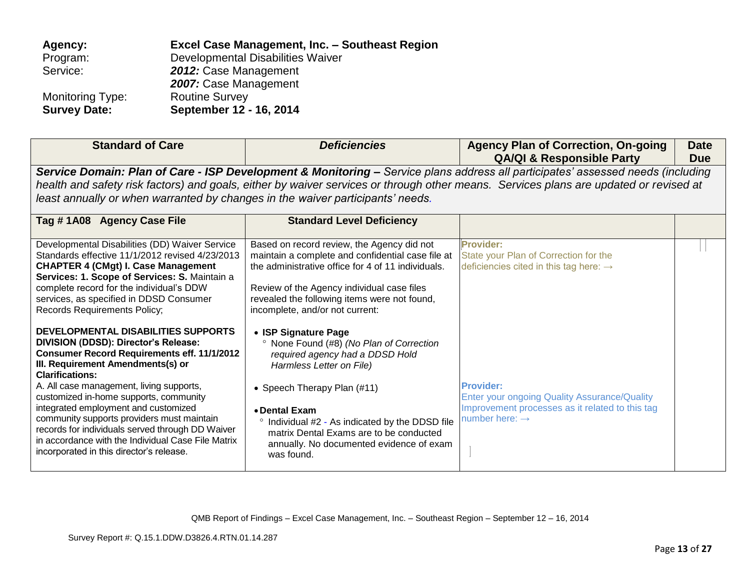**Agency:** **Excel Case Management, Inc. – Southeast Region**
Program: Developmental Disabilities Waiver
Service: ***2012:*** Case Management
***2007:*** Case Management
Monitoring Type: Routine Survey
**Survey Date:** **September 12 - 16, 2014**

| Standard of Care | *Deficiencies* | Agency Plan of Correction, On-going QA/QI & Responsible Party | Date Due |
|---|---|---|---|
| ***Service Domain: Plan of Care - ISP Development & Monitoring –*** *Service plans address all participates' assessed needs (including health and safety risk factors) and goals, either by waiver services or through other means. Services plans are updated or revised at least annually or when warranted by changes in the waiver participants' needs.* | | | |
| **Tag # 1A08 Agency Case File** | **Standard Level Deficiency** | | |
| Developmental Disabilities (DD) Waiver Service Standards effective 11/1/2012 revised 4/23/2013 **CHAPTER 4 (CMgt) I. Case Management Services: 1. Scope of Services: S.** Maintain a complete record for the individual's DDW services, as specified in DDSD Consumer Records Requirements Policy;<br><br>**DEVELOPMENTAL DISABILITIES SUPPORTS DIVISION (DDSD): Director's Release: Consumer Record Requirements eff. 11/1/2012 III. Requirement Amendments(s) or Clarifications:**<br>A. All case management, living supports, customized in-home supports, community integrated employment and customized community supports providers must maintain records for individuals served through DD Waiver in accordance with the Individual Case File Matrix incorporated in this director's release. | Based on record review, the Agency did not maintain a complete and confidential case file at the administrative office for 4 of 11 individuals.<br><br>Review of the Agency individual case files revealed the following items were not found, incomplete, and/or not current:<br><br>• **ISP Signature Page**<br>° None Found (#8) *(No Plan of Correction required agency had a DDSD Hold Harmless Letter on File)*<br><br>• Speech Therapy Plan (#11)<br><br>• **Dental Exam**<br>° Individual #2 - As indicated by the DDSD file matrix Dental Exams are to be conducted annually. No documented evidence of exam was found. | **Provider:**<br>State your Plan of Correction for the deficiencies cited in this tag here: →<br><br>**Provider:**<br>Enter your ongoing Quality Assurance/Quality Improvement processes as it related to this tag number here: → | |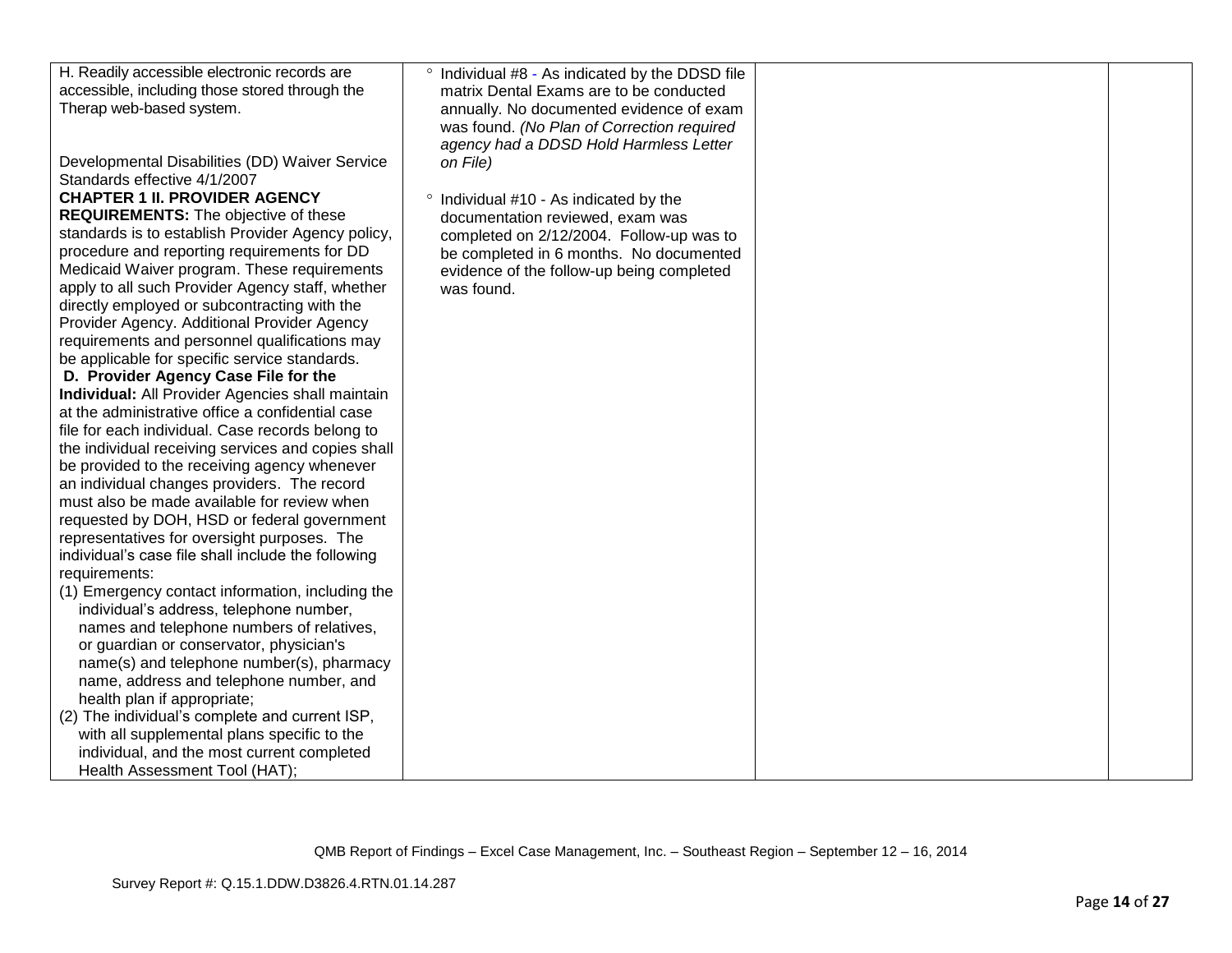| | | | |
|---|---|---|---|
| H. Readily accessible electronic records are accessible, including those stored through the Therap web-based system.<br><br>Developmental Disabilities (DD) Waiver Service Standards effective 4/1/2007<br>**CHAPTER 1 II. PROVIDER AGENCY REQUIREMENTS:** The objective of these standards is to establish Provider Agency policy, procedure and reporting requirements for DD Medicaid Waiver program. These requirements apply to all such Provider Agency staff, whether directly employed or subcontracting with the Provider Agency. Additional Provider Agency requirements and personnel qualifications may be applicable for specific service standards.<br>**D. Provider Agency Case File for the Individual:** All Provider Agencies shall maintain at the administrative office a confidential case file for each individual. Case records belong to the individual receiving services and copies shall be provided to the receiving agency whenever an individual changes providers. The record must also be made available for review when requested by DOH, HSD or federal government representatives for oversight purposes. The individual's case file shall include the following requirements:<br>(1) Emergency contact information, including the individual's address, telephone number, names and telephone numbers of relatives, or guardian or conservator, physician's name(s) and telephone number(s), pharmacy name, address and telephone number, and health plan if appropriate;<br>(2) The individual's complete and current ISP, with all supplemental plans specific to the individual, and the most current completed Health Assessment Tool (HAT); | ° Individual #8 - As indicated by the DDSD file matrix Dental Exams are to be conducted annually. No documented evidence of exam was found. *(No Plan of Correction required agency had a DDSD Hold Harmless Letter on File)*<br><br>° Individual #10 - As indicated by the documentation reviewed, exam was completed on 2/12/2004. Follow-up was to be completed in 6 months. No documented evidence of the follow-up being completed was found. | | |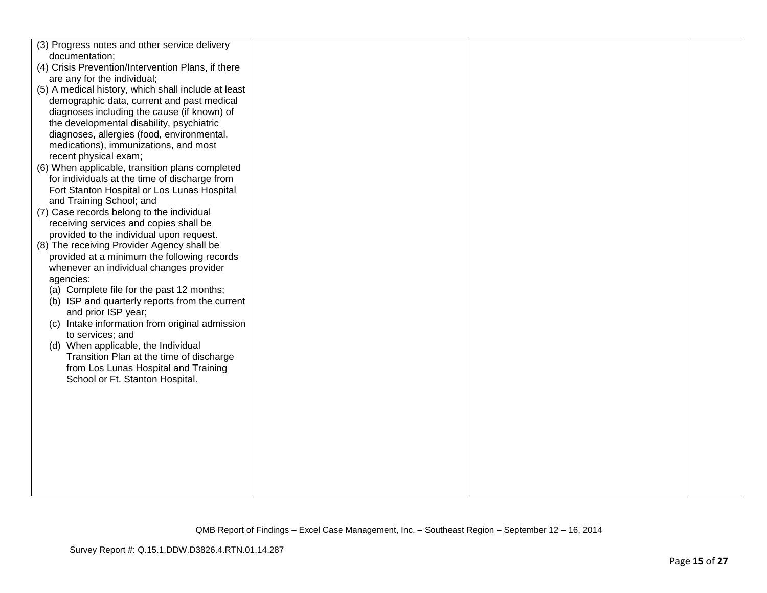| | | | |
|---|---|---|---|
| (3) Progress notes and other service delivery documentation;<br>(4) Crisis Prevention/Intervention Plans, if there are any for the individual;<br>(5) A medical history, which shall include at least demographic data, current and past medical diagnoses including the cause (if known) of the developmental disability, psychiatric diagnoses, allergies (food, environmental, medications), immunizations, and most recent physical exam;<br>(6) When applicable, transition plans completed for individuals at the time of discharge from Fort Stanton Hospital or Los Lunas Hospital and Training School; and<br>(7) Case records belong to the individual receiving services and copies shall be provided to the individual upon request.<br>(8) The receiving Provider Agency shall be provided at a minimum the following records whenever an individual changes provider agencies:<br>(a) Complete file for the past 12 months;<br>(b) ISP and quarterly reports from the current and prior ISP year;<br>(c) Intake information from original admission to services; and<br>(d) When applicable, the Individual Transition Plan at the time of discharge from Los Lunas Hospital and Training School or Ft. Stanton Hospital. | | | |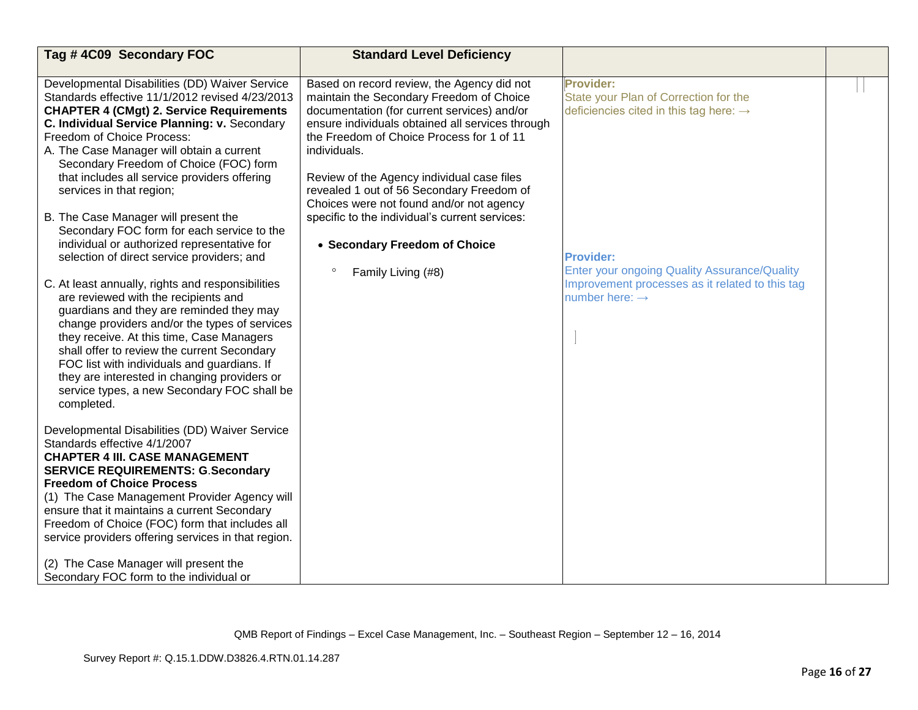| Tag # 4C09 Secondary FOC | Standard Level Deficiency | | |
|---|---|---|---|
| Developmental Disabilities (DD) Waiver Service Standards effective 11/1/2012 revised 4/23/2013 **CHAPTER 4 (CMgt) 2. Service Requirements C. Individual Service Planning: v.** Secondary Freedom of Choice Process:<br>A. The Case Manager will obtain a current Secondary Freedom of Choice (FOC) form that includes all service providers offering services in that region;<br><br>B. The Case Manager will present the Secondary FOC form for each service to the individual or authorized representative for selection of direct service providers; and<br><br>C. At least annually, rights and responsibilities are reviewed with the recipients and guardians and they are reminded they may change providers and/or the types of services they receive. At this time, Case Managers shall offer to review the current Secondary FOC list with individuals and guardians. If they are interested in changing providers or service types, a new Secondary FOC shall be completed.<br><br>Developmental Disabilities (DD) Waiver Service Standards effective 4/1/2007<br>**CHAPTER 4 III. CASE MANAGEMENT SERVICE REQUIREMENTS: G.Secondary Freedom of Choice Process**<br>(1) The Case Management Provider Agency will ensure that it maintains a current Secondary Freedom of Choice (FOC) form that includes all service providers offering services in that region.<br><br>(2) The Case Manager will present the Secondary FOC form to the individual or | Based on record review, the Agency did not maintain the Secondary Freedom of Choice documentation (for current services) and/or ensure individuals obtained all services through the Freedom of Choice Process for 1 of 11 individuals.<br><br>Review of the Agency individual case files revealed 1 out of 56 Secondary Freedom of Choices were not found and/or not agency specific to the individual's current services:<br><br>• **Secondary Freedom of Choice**<br>  ◦ Family Living (#8) | **Provider:**<br>State your Plan of Correction for the deficiencies cited in this tag here: →<br><br>**Provider:**<br>Enter your ongoing Quality Assurance/Quality Improvement processes as it related to this tag number here: → | |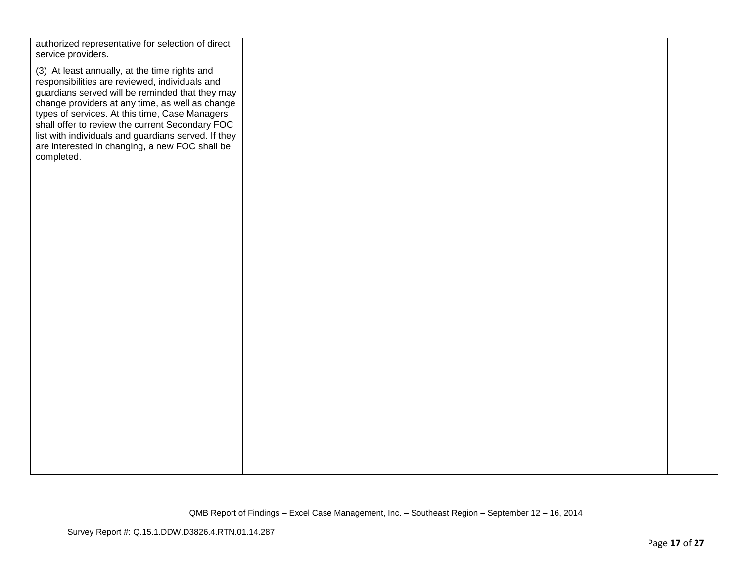| | | | |
|---|---|---|---|
| authorized representative for selection of direct service providers.<br><br>(3) At least annually, at the time rights and responsibilities are reviewed, individuals and guardians served will be reminded that they may change providers at any time, as well as change types of services. At this time, Case Managers shall offer to review the current Secondary FOC list with individuals and guardians served. If they are interested in changing, a new FOC shall be completed. | | | |

QMB Report of Findings – Excel Case Management, Inc. – Southeast Region – September 12 – 16, 2014

Survey Report #: Q.15.1.DDW.D3826.4.RTN.01.14.287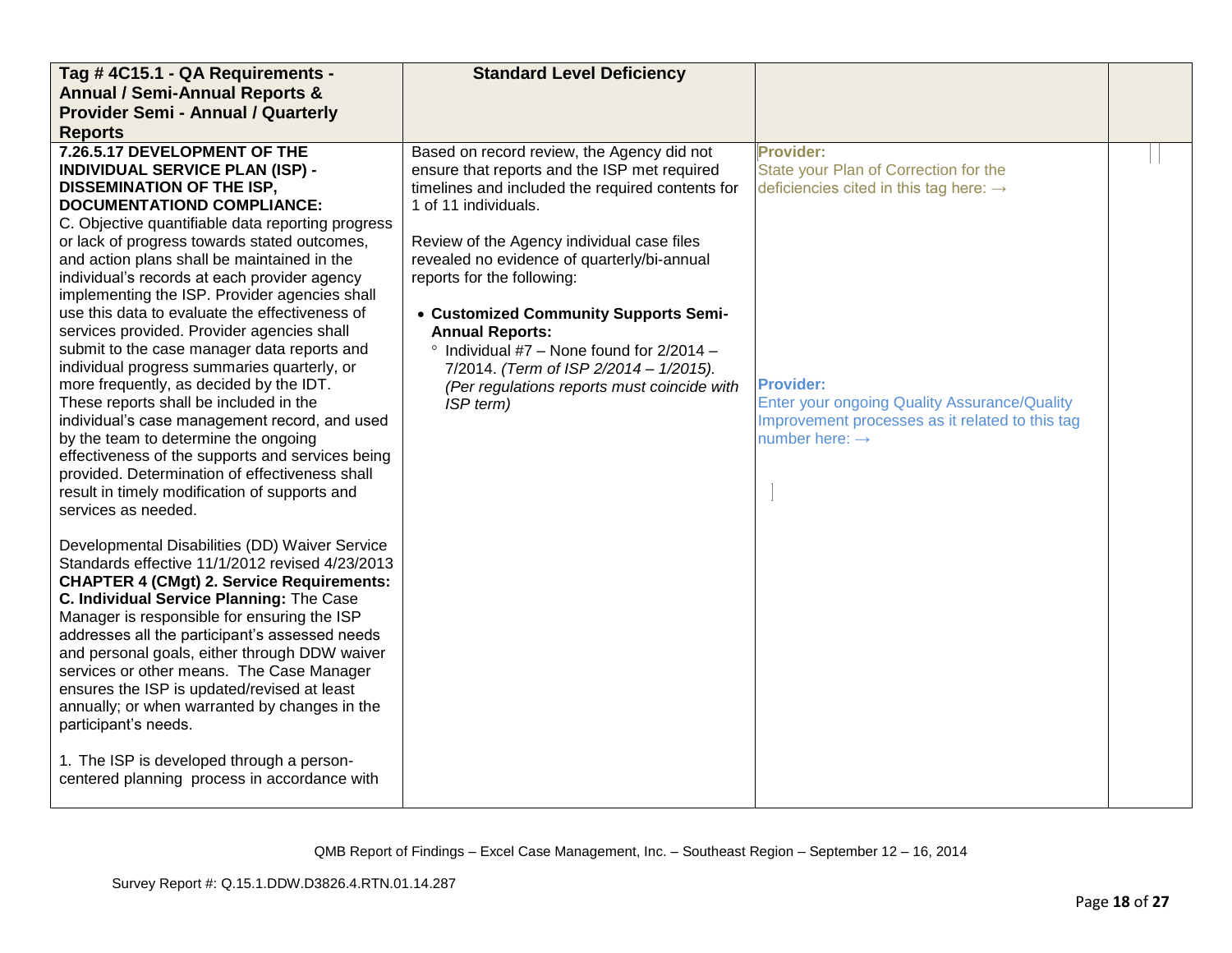| Tag # 4C15.1 - QA Requirements - Annual / Semi-Annual Reports & Provider Semi - Annual / Quarterly Reports | Standard Level Deficiency | | |
|---|---|---|---|
| **7.26.5.17 DEVELOPMENT OF THE INDIVIDUAL SERVICE PLAN (ISP) - DISSEMINATION OF THE ISP, DOCUMENTATIOND COMPLIANCE:**<br>C. Objective quantifiable data reporting progress or lack of progress towards stated outcomes, and action plans shall be maintained in the individual's records at each provider agency implementing the ISP. Provider agencies shall use this data to evaluate the effectiveness of services provided. Provider agencies shall submit to the case manager data reports and individual progress summaries quarterly, or more frequently, as decided by the IDT. These reports shall be included in the individual's case management record, and used by the team to determine the ongoing effectiveness of the supports and services being provided. Determination of effectiveness shall result in timely modification of supports and services as needed.<br><br>Developmental Disabilities (DD) Waiver Service Standards effective 11/1/2012 revised 4/23/2013 **CHAPTER 4 (CMgt) 2. Service Requirements: C. Individual Service Planning:** The Case Manager is responsible for ensuring the ISP addresses all the participant's assessed needs and personal goals, either through DDW waiver services or other means. The Case Manager ensures the ISP is updated/revised at least annually; or when warranted by changes in the participant's needs.<br><br>1. The ISP is developed through a person-centered planning process in accordance with | Based on record review, the Agency did not ensure that reports and the ISP met required timelines and included the required contents for 1 of 11 individuals.<br><br>Review of the Agency individual case files revealed no evidence of quarterly/bi-annual reports for the following:<br><br>• **Customized Community Supports Semi-Annual Reports:**<br>&nbsp;&nbsp;° Individual #7 – None found for 2/2014 – 7/2014. *(Term of ISP 2/2014 – 1/2015). (Per regulations reports must coincide with ISP term)* | **Provider:**<br>State your Plan of Correction for the deficiencies cited in this tag here: →<br><br><br><br><br><br>**Provider:**<br>Enter your ongoing Quality Assurance/Quality Improvement processes as it related to this tag number here: → | |

QMB Report of Findings – Excel Case Management, Inc. – Southeast Region – September 12 – 16, 2014

Survey Report #: Q.15.1.DDW.D3826.4.RTN.01.14.287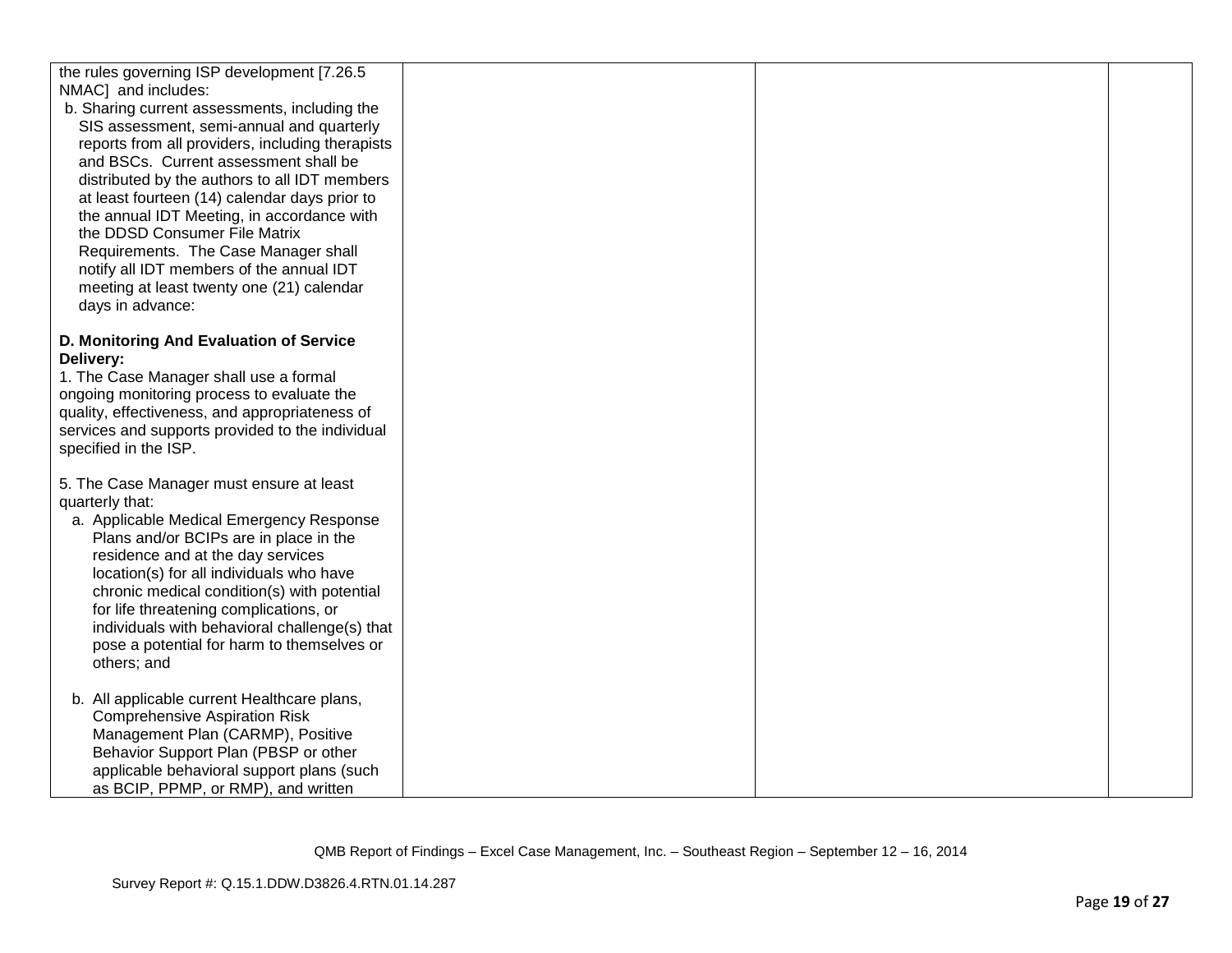| | | | |
|---|---|---|---|
| the rules governing ISP development [7.26.5 NMAC] and includes:<br>b. Sharing current assessments, including the SIS assessment, semi-annual and quarterly reports from all providers, including therapists and BSCs. Current assessment shall be distributed by the authors to all IDT members at least fourteen (14) calendar days prior to the annual IDT Meeting, in accordance with the DDSD Consumer File Matrix Requirements. The Case Manager shall notify all IDT members of the annual IDT meeting at least twenty one (21) calendar days in advance:<br><br>**D. Monitoring And Evaluation of Service Delivery:**<br>1. The Case Manager shall use a formal ongoing monitoring process to evaluate the quality, effectiveness, and appropriateness of services and supports provided to the individual specified in the ISP.<br><br>5. The Case Manager must ensure at least quarterly that:<br>a. Applicable Medical Emergency Response Plans and/or BCIPs are in place in the residence and at the day services location(s) for all individuals who have chronic medical condition(s) with potential for life threatening complications, or individuals with behavioral challenge(s) that pose a potential for harm to themselves or others; and<br><br>b. All applicable current Healthcare plans, Comprehensive Aspiration Risk Management Plan (CARMP), Positive Behavior Support Plan (PBSP or other applicable behavioral support plans (such as BCIP, PPMP, or RMP), and written | | | |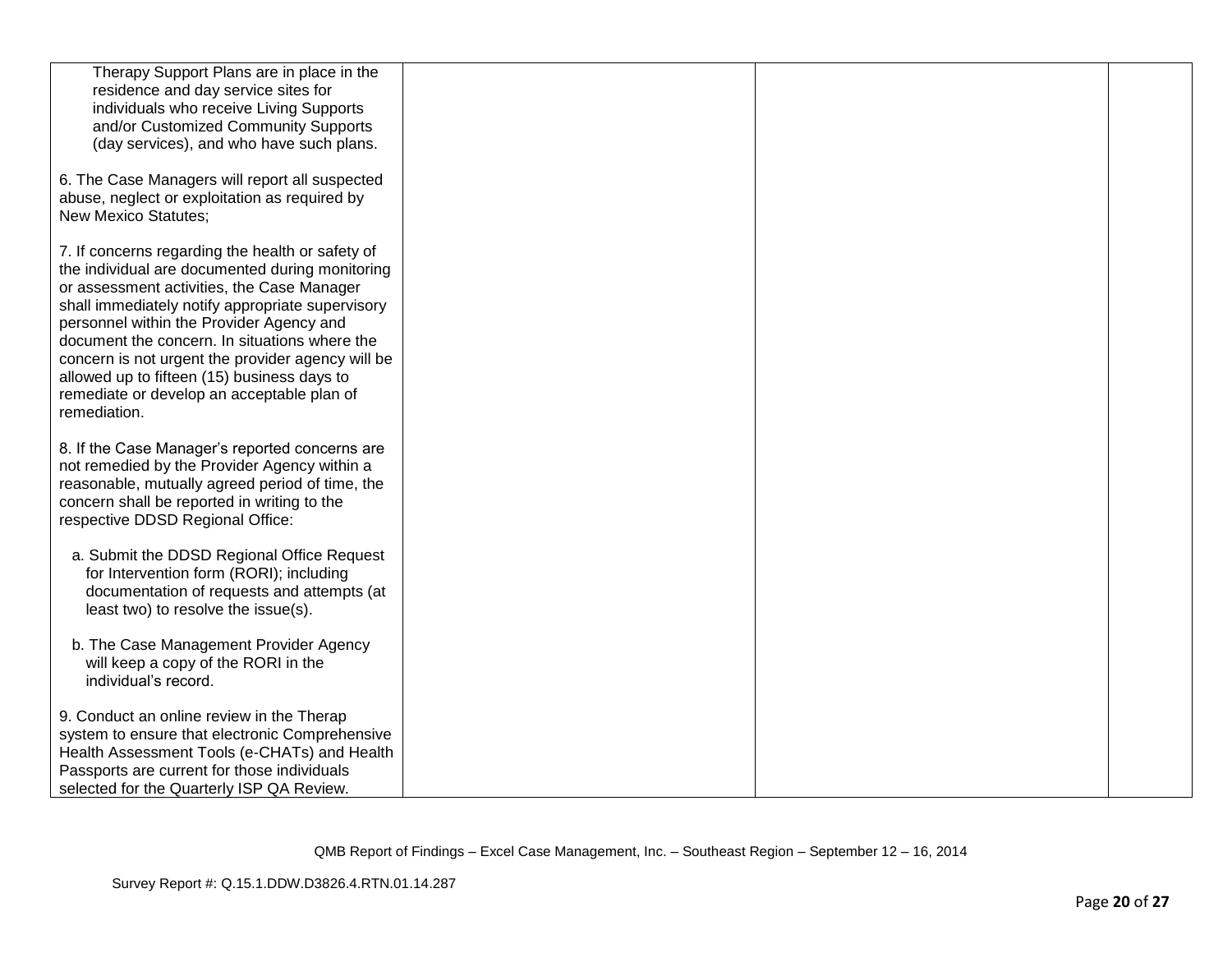| | | | |
|---|---|---|---|
| Therapy Support Plans are in place in the residence and day service sites for individuals who receive Living Supports and/or Customized Community Supports (day services), and who have such plans.<br><br>6. The Case Managers will report all suspected abuse, neglect or exploitation as required by New Mexico Statutes;<br><br>7. If concerns regarding the health or safety of the individual are documented during monitoring or assessment activities, the Case Manager shall immediately notify appropriate supervisory personnel within the Provider Agency and document the concern. In situations where the concern is not urgent the provider agency will be allowed up to fifteen (15) business days to remediate or develop an acceptable plan of remediation.<br><br>8. If the Case Manager's reported concerns are not remedied by the Provider Agency within a reasonable, mutually agreed period of time, the concern shall be reported in writing to the respective DDSD Regional Office:<br><br>a. Submit the DDSD Regional Office Request for Intervention form (RORI); including documentation of requests and attempts (at least two) to resolve the issue(s).<br><br>b. The Case Management Provider Agency will keep a copy of the RORI in the individual's record.<br><br>9. Conduct an online review in the Therap system to ensure that electronic Comprehensive Health Assessment Tools (e-CHATs) and Health Passports are current for those individuals selected for the Quarterly ISP QA Review. | | | |

QMB Report of Findings – Excel Case Management, Inc. – Southeast Region – September 12 – 16, 2014

Survey Report #: Q.15.1.DDW.D3826.4.RTN.01.14.287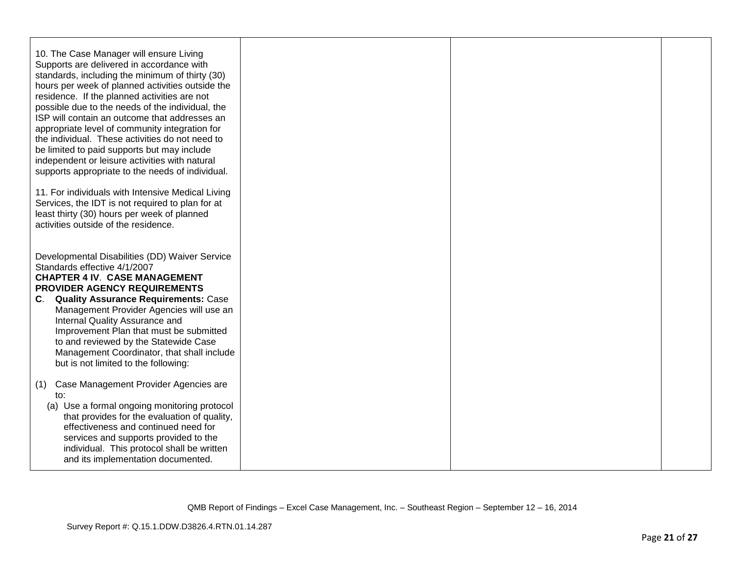| | | | |
|---|---|---|---|
| 10. The Case Manager will ensure Living Supports are delivered in accordance with standards, including the minimum of thirty (30) hours per week of planned activities outside the residence. If the planned activities are not possible due to the needs of the individual, the ISP will contain an outcome that addresses an appropriate level of community integration for the individual. These activities do not need to be limited to paid supports but may include independent or leisure activities with natural supports appropriate to the needs of individual.<br><br>11. For individuals with Intensive Medical Living Services, the IDT is not required to plan for at least thirty (30) hours per week of planned activities outside of the residence.<br><br>Developmental Disabilities (DD) Waiver Service Standards effective 4/1/2007<br>**CHAPTER 4 IV. CASE MANAGEMENT PROVIDER AGENCY REQUIREMENTS**<br>**C. Quality Assurance Requirements:** Case Management Provider Agencies will use an Internal Quality Assurance and Improvement Plan that must be submitted to and reviewed by the Statewide Case Management Coordinator, that shall include but is not limited to the following:<br><br>(1) Case Management Provider Agencies are to:<br>(a) Use a formal ongoing monitoring protocol that provides for the evaluation of quality, effectiveness and continued need for services and supports provided to the individual. This protocol shall be written and its implementation documented. | | | |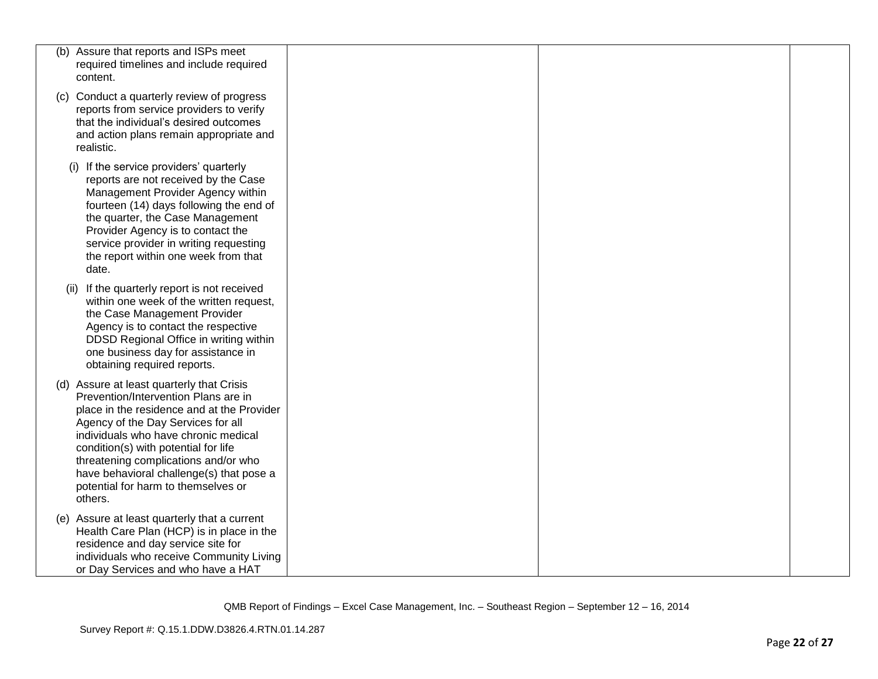| | | | |
|---|---|---|---|
| (b) Assure that reports and ISPs meet required timelines and include required content.<br><br>(c) Conduct a quarterly review of progress reports from service providers to verify that the individual's desired outcomes and action plans remain appropriate and realistic.<br><br>(i) If the service providers' quarterly reports are not received by the Case Management Provider Agency within fourteen (14) days following the end of the quarter, the Case Management Provider Agency is to contact the service provider in writing requesting the report within one week from that date.<br><br>(ii) If the quarterly report is not received within one week of the written request, the Case Management Provider Agency is to contact the respective DDSD Regional Office in writing within one business day for assistance in obtaining required reports.<br><br>(d) Assure at least quarterly that Crisis Prevention/Intervention Plans are in place in the residence and at the Provider Agency of the Day Services for all individuals who have chronic medical condition(s) with potential for life threatening complications and/or who have behavioral challenge(s) that pose a potential for harm to themselves or others.<br><br>(e) Assure at least quarterly that a current Health Care Plan (HCP) is in place in the residence and day service site for individuals who receive Community Living or Day Services and who have a HAT | | | |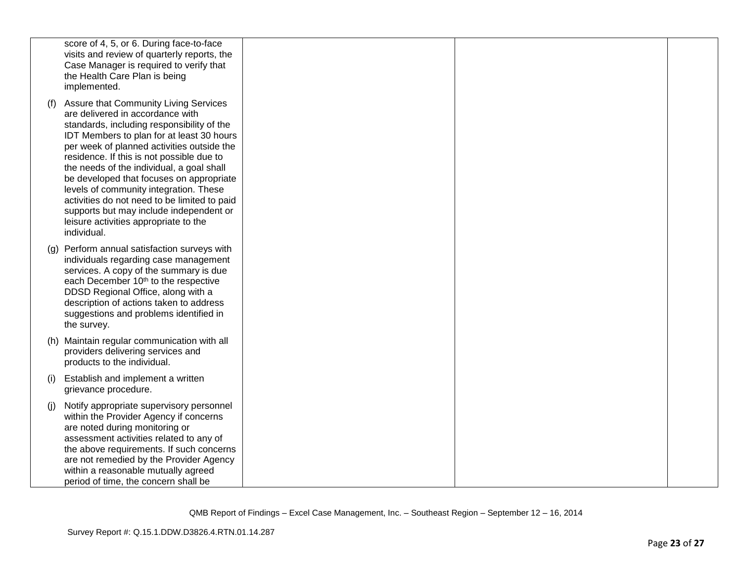| | | | |
|---|---|---|---|
| score of 4, 5, or 6. During face-to-face visits and review of quarterly reports, the Case Manager is required to verify that the Health Care Plan is being implemented.<br><br>(f) Assure that Community Living Services are delivered in accordance with standards, including responsibility of the IDT Members to plan for at least 30 hours per week of planned activities outside the residence. If this is not possible due to the needs of the individual, a goal shall be developed that focuses on appropriate levels of community integration. These activities do not need to be limited to paid supports but may include independent or leisure activities appropriate to the individual.<br><br>(g) Perform annual satisfaction surveys with individuals regarding case management services. A copy of the summary is due each December 10th to the respective DDSD Regional Office, along with a description of actions taken to address suggestions and problems identified in the survey.<br><br>(h) Maintain regular communication with all providers delivering services and products to the individual.<br><br>(i) Establish and implement a written grievance procedure.<br><br>(j) Notify appropriate supervisory personnel within the Provider Agency if concerns are noted during monitoring or assessment activities related to any of the above requirements. If such concerns are not remedied by the Provider Agency within a reasonable mutually agreed period of time, the concern shall be | | | |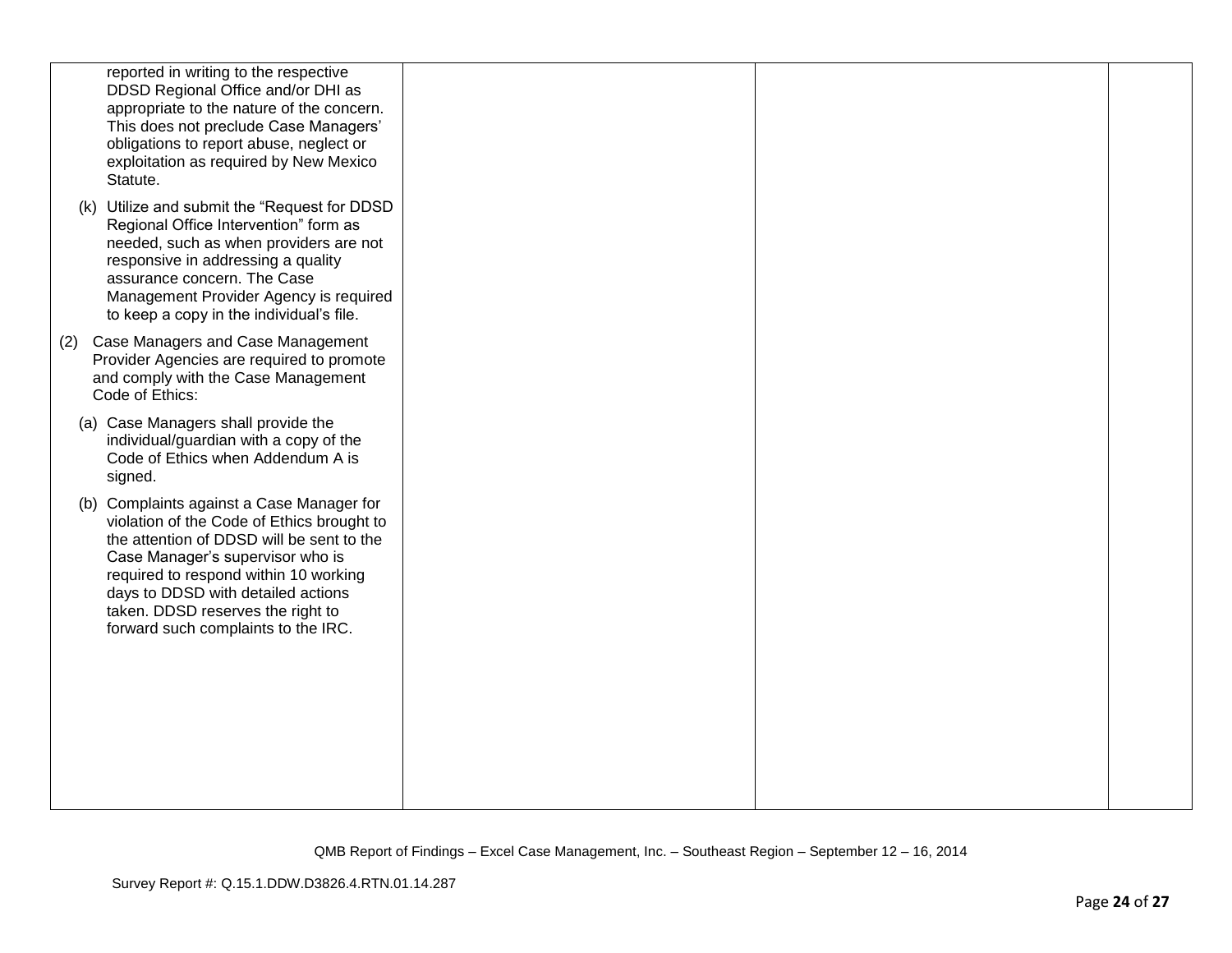| | | | |
|---|---|---|---|
| reported in writing to the respective DDSD Regional Office and/or DHI as appropriate to the nature of the concern. This does not preclude Case Managers' obligations to report abuse, neglect or exploitation as required by New Mexico Statute.<br><br>(k) Utilize and submit the "Request for DDSD Regional Office Intervention" form as needed, such as when providers are not responsive in addressing a quality assurance concern. The Case Management Provider Agency is required to keep a copy in the individual's file.<br><br>(2) Case Managers and Case Management Provider Agencies are required to promote and comply with the Case Management Code of Ethics:<br><br>(a) Case Managers shall provide the individual/guardian with a copy of the Code of Ethics when Addendum A is signed.<br><br>(b) Complaints against a Case Manager for violation of the Code of Ethics brought to the attention of DDSD will be sent to the Case Manager's supervisor who is required to respond within 10 working days to DDSD with detailed actions taken. DDSD reserves the right to forward such complaints to the IRC. | | | |

QMB Report of Findings – Excel Case Management, Inc. – Southeast Region – September 12 – 16, 2014

Survey Report #: Q.15.1.DDW.D3826.4.RTN.01.14.287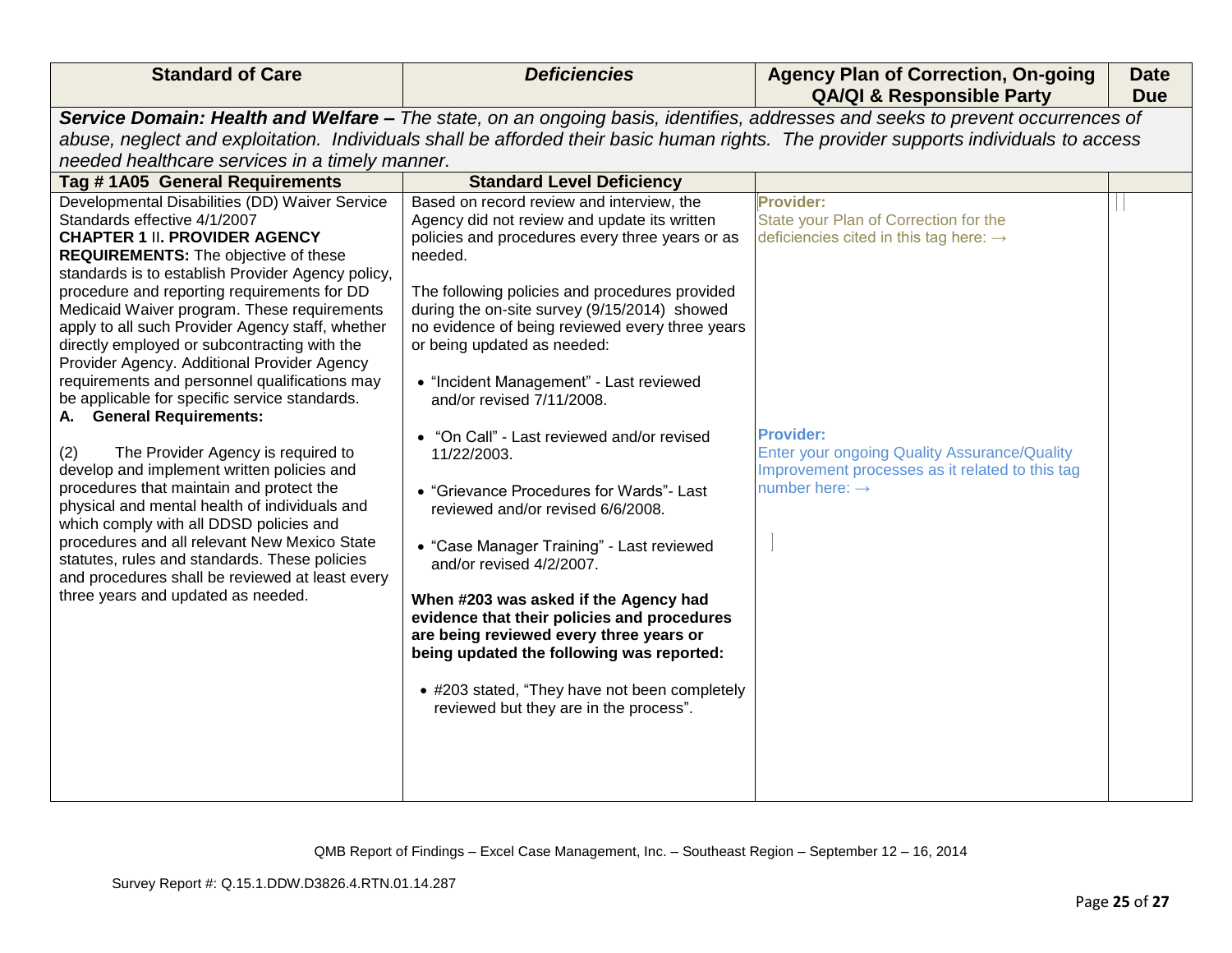| Standard of Care | *Deficiencies* | Agency Plan of Correction, On-going QA/QI & Responsible Party | Date Due |
|---|---|---|---|
| ***Service Domain: Health and Welfare –*** *The state, on an ongoing basis, identifies, addresses and seeks to prevent occurrences of abuse, neglect and exploitation. Individuals shall be afforded their basic human rights. The provider supports individuals to access needed healthcare services in a timely manner.* | | | |
| **Tag # 1A05 General Requirements** | **Standard Level Deficiency** | | |
| Developmental Disabilities (DD) Waiver Service Standards effective 4/1/2007<br>**CHAPTER 1** II. **PROVIDER AGENCY REQUIREMENTS:** The objective of these standards is to establish Provider Agency policy, procedure and reporting requirements for DD Medicaid Waiver program. These requirements apply to all such Provider Agency staff, whether directly employed or subcontracting with the Provider Agency. Additional Provider Agency requirements and personnel qualifications may be applicable for specific service standards.<br>**A. General Requirements:**<br><br>(2) The Provider Agency is required to develop and implement written policies and procedures that maintain and protect the physical and mental health of individuals and which comply with all DDSD policies and procedures and all relevant New Mexico State statutes, rules and standards. These policies and procedures shall be reviewed at least every three years and updated as needed. | Based on record review and interview, the Agency did not review and update its written policies and procedures every three years or as needed.<br><br>The following policies and procedures provided during the on-site survey (9/15/2014) showed no evidence of being reviewed every three years or being updated as needed:<br><br>• "Incident Management" - Last reviewed and/or revised 7/11/2008.<br><br>• "On Call" - Last reviewed and/or revised 11/22/2003.<br><br>• "Grievance Procedures for Wards"- Last reviewed and/or revised 6/6/2008.<br><br>• "Case Manager Training" - Last reviewed and/or revised 4/2/2007.<br><br>**When #203 was asked if the Agency had evidence that their policies and procedures are being reviewed every three years or being updated the following was reported:**<br><br>• #203 stated, "They have not been completely reviewed but they are in the process". | **Provider:**<br>State your Plan of Correction for the deficiencies cited in this tag here: →<br><br>**Provider:**<br>Enter your ongoing Quality Assurance/Quality Improvement processes as it related to this tag number here: → | |

QMB Report of Findings – Excel Case Management, Inc. – Southeast Region – September 12 – 16, 2014

Survey Report #: Q.15.1.DDW.D3826.4.RTN.01.14.287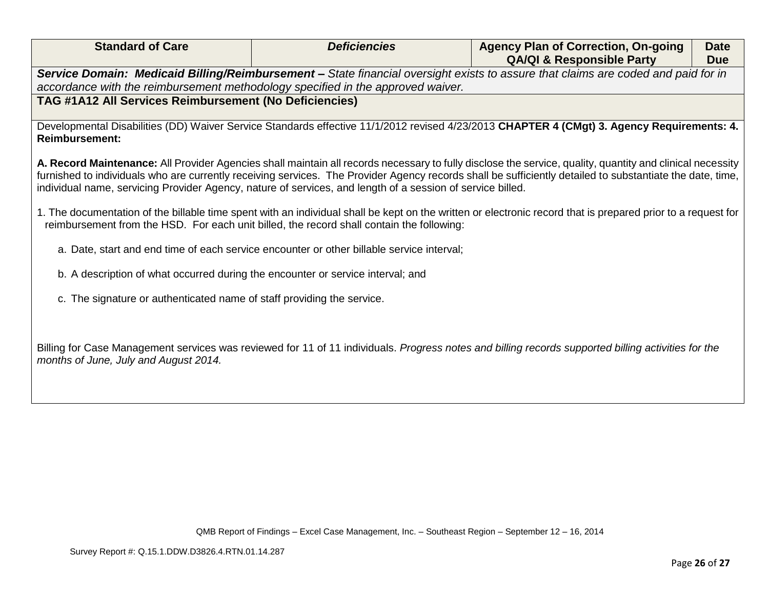| Standard of Care | *Deficiencies* | Agency Plan of Correction, On-going QA/QI & Responsible Party | Date Due |
|---|---|---|---|
| ***Service Domain: Medicaid Billing/Reimbursement –*** *State financial oversight exists to assure that claims are coded and paid for in accordance with the reimbursement methodology specified in the approved waiver.* | | | |
| **TAG #1A12 All Services Reimbursement (No Deficiencies)** | | | |

Developmental Disabilities (DD) Waiver Service Standards effective 11/1/2012 revised 4/23/2013 **CHAPTER 4 (CMgt) 3. Agency Requirements: 4. Reimbursement:**

**A. Record Maintenance:** All Provider Agencies shall maintain all records necessary to fully disclose the service, quality, quantity and clinical necessity furnished to individuals who are currently receiving services. The Provider Agency records shall be sufficiently detailed to substantiate the date, time, individual name, servicing Provider Agency, nature of services, and length of a session of service billed.

1. The documentation of the billable time spent with an individual shall be kept on the written or electronic record that is prepared prior to a request for reimbursement from the HSD. For each unit billed, the record shall contain the following:

   a. Date, start and end time of each service encounter or other billable service interval;

   b. A description of what occurred during the encounter or service interval; and

   c. The signature or authenticated name of staff providing the service.

Billing for Case Management services was reviewed for 11 of 11 individuals. *Progress notes and billing records supported billing activities for the months of June, July and August 2014.*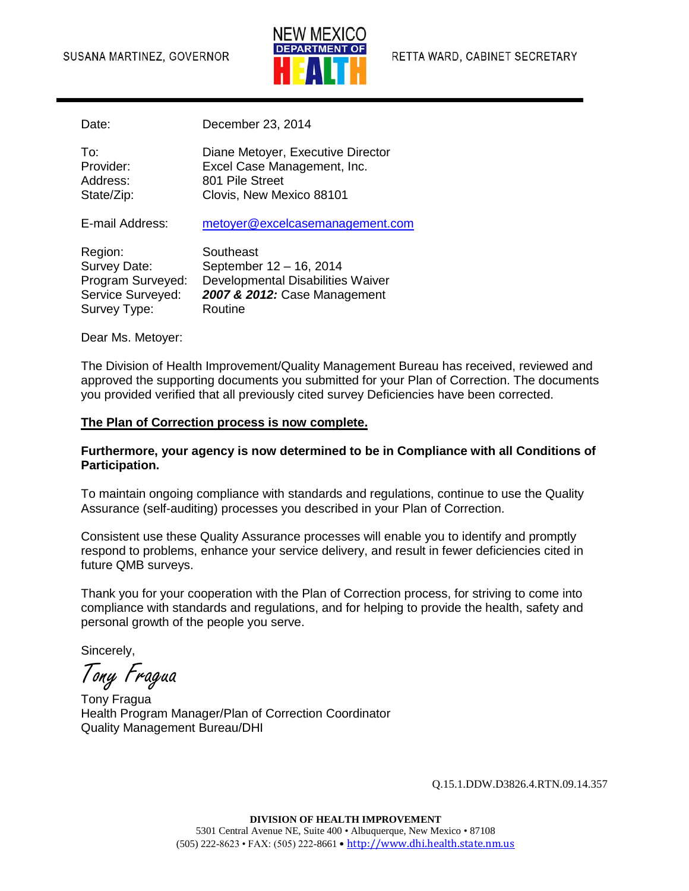SUSANA MARTINEZ, GOVERNOR

NEW MEXICO DEPARTMENT OF HEALTH

RETTA WARD, CABINET SECRETARY

| | |
|---|---|
| Date: | December 23, 2014 |
| To: | Diane Metoyer, Executive Director |
| Provider: | Excel Case Management, Inc. |
| Address: | 801 Pile Street |
| State/Zip: | Clovis, New Mexico 88101 |
| E-mail Address: | metoyer@excelcasemanagement.com |
| Region: | Southeast |
| Survey Date: | September 12 – 16, 2014 |
| Program Surveyed: | Developmental Disabilities Waiver |
| Service Surveyed: | ***2007 & 2012:*** Case Management |
| Survey Type: | Routine |

Dear Ms. Metoyer:

The Division of Health Improvement/Quality Management Bureau has received, reviewed and approved the supporting documents you submitted for your Plan of Correction. The documents you provided verified that all previously cited survey Deficiencies have been corrected.

**The Plan of Correction process is now complete.**

**Furthermore, your agency is now determined to be in Compliance with all Conditions of Participation.**

To maintain ongoing compliance with standards and regulations, continue to use the Quality Assurance (self-auditing) processes you described in your Plan of Correction.

Consistent use these Quality Assurance processes will enable you to identify and promptly respond to problems, enhance your service delivery, and result in fewer deficiencies cited in future QMB surveys.

Thank you for your cooperation with the Plan of Correction process, for striving to come into compliance with standards and regulations, and for helping to provide the health, safety and personal growth of the people you serve.

Sincerely,

*Tony Fragua*

Tony Fragua
Health Program Manager/Plan of Correction Coordinator
Quality Management Bureau/DHI

Q.15.1.DDW.D3826.4.RTN.09.14.357

**DIVISION OF HEALTH IMPROVEMENT**
5301 Central Avenue NE, Suite 400 • Albuquerque, New Mexico • 87108
(505) 222-8623 • FAX: (505) 222-8661 • http://www.dhi.health.state.nm.us